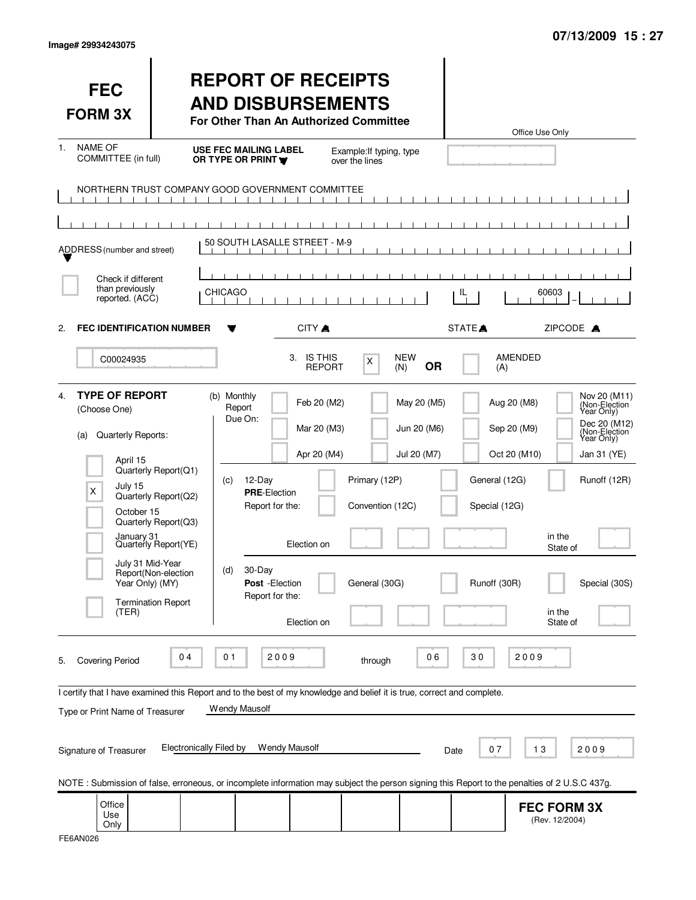Image# 29934243075

07/13/2009 15 : 27

# FEC FORM 3X

## REPORT OF RECEIPTS AND DISBURSEMENTS

**For Other Than An Authorized Committee**

Office Use Only

1. NAME OF COMMITTEE (in full) — **USE FEC MAILING LABEL OR TYPE OR PRINT** — Example: If typing, type over the lines

NORTHERN TRUST COMPANY GOOD GOVERNMENT COMMITTEE

ADDRESS (number and street): 50 SOUTH LASALLE STREET - M-9

[ ] Check if different than previously reported. (ACC)

CITY: CHICAGO — STATE: IL — ZIPCODE: 60603

2. **FEC IDENTIFICATION NUMBER**: C00024935

3. IS THIS REPORT: [X] NEW (N) **OR** [ ] AMENDED (A)

4. **TYPE OF REPORT** (Choose One)

(a) Quarterly Reports:

- [ ] April 15 Quarterly Report (Q1)
- [X] July 15 Quarterly Report (Q2)
- [ ] October 15 Quarterly Report (Q3)
- [ ] January 31 Quarterly Report (YE)
- [ ] July 31 Mid-Year Report (Non-election Year Only) (MY)
- [ ] Termination Report (TER)

(b) Monthly Report Due On:

- [ ] Feb 20 (M2)
- [ ] Mar 20 (M3)
- [ ] Apr 20 (M4)
- [ ] May 20 (M5)
- [ ] Jun 20 (M6)
- [ ] Jul 20 (M7)
- [ ] Aug 20 (M8)
- [ ] Sep 20 (M9)
- [ ] Oct 20 (M10)
- [ ] Nov 20 (M11) (Non-Election Year Only)
- [ ] Dec 20 (M12) (Non-Election Year Only)
- [ ] Jan 31 (YE)

(c) 12-Day **PRE**-Election Report for the:

- [ ] Primary (12P)
- [ ] General (12G)
- [ ] Runoff (12R)
- [ ] Convention (12C)
- [ ] Special (12G)

Election on ________ in the State of ____

(d) 30-Day **Post**-Election Report for the:

- [ ] General (30G)
- [ ] Runoff (30R)
- [ ] Special (30S)

Election on ________ in the State of ____

5. Covering Period 04 01 2009 through 06 30 2009

I certify that I have examined this Report and to the best of my knowledge and belief it is true, correct and complete.

Type or Print Name of Treasurer: Wendy Mausolf

Signature of Treasurer: Electronically Filed by Wendy Mausolf — Date: 07 13 2009

NOTE : Submission of false, erroneous, or incomplete information may subject the person signing this Report to the penalties of 2 U.S.C 437g.

Office Use Only

**FEC FORM 3X** (Rev. 12/2004)

FE6AN026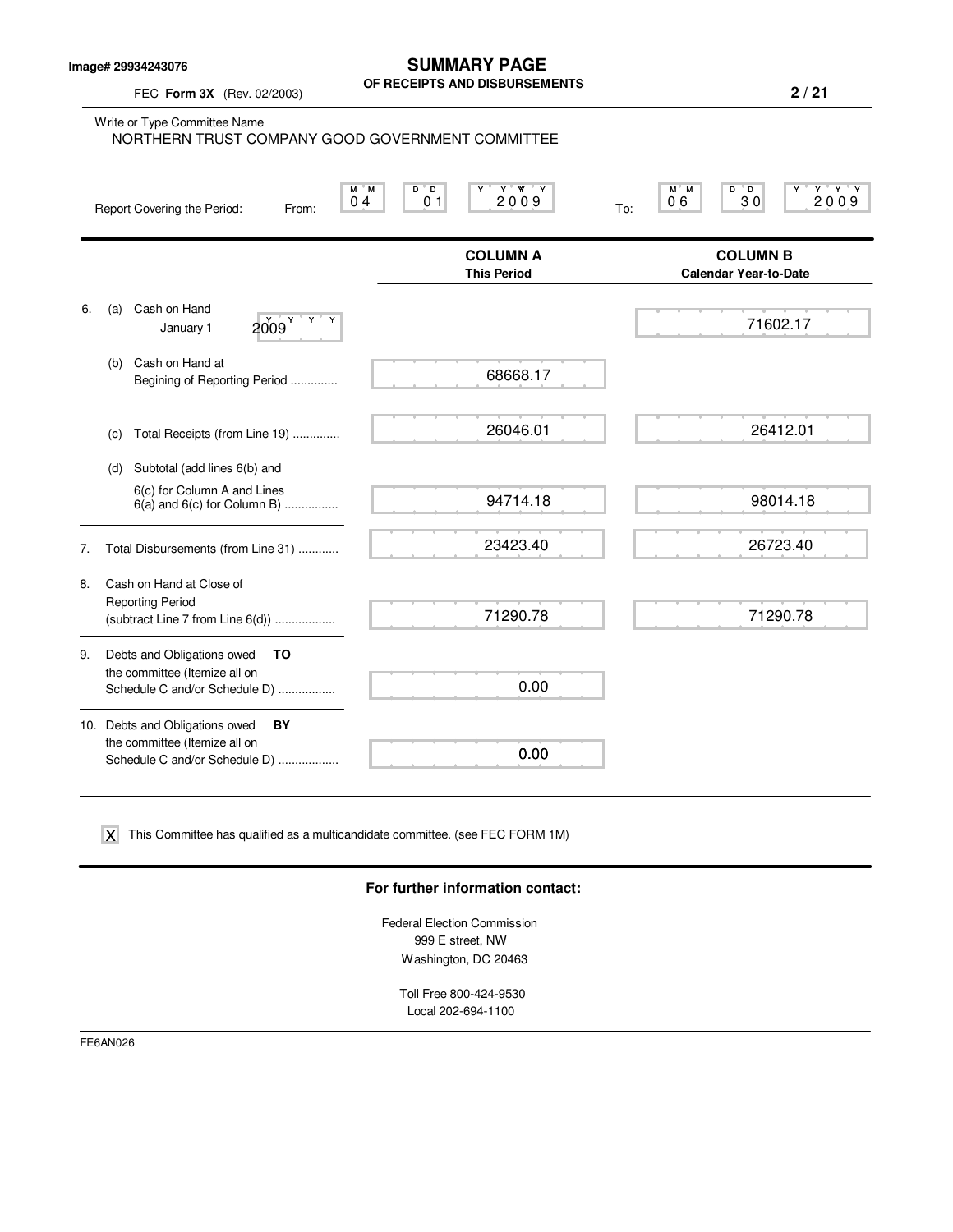Image# 29934243076

# SUMMARY PAGE
## OF RECEIPTS AND DISBURSEMENTS

FEC **Form 3X** (Rev. 02/2003)

Write or Type Committee Name
NORTHERN TRUST COMPANY GOOD GOVERNMENT COMMITTEE

Report Covering the Period: From: 04 01 2009 To: 06 30 2009

| | COLUMN A This Period | COLUMN B Calendar Year-to-Date |
|---|---|---|
| 6. (a) Cash on Hand January 1 2009 | | 71602.17 |
| (b) Cash on Hand at Begining of Reporting Period .............. | 68668.17 | |
| (c) Total Receipts (from Line 19) .............. | 26046.01 | 26412.01 |
| (d) Subtotal (add lines 6(b) and 6(c) for Column A and Lines 6(a) and 6(c) for Column B) ................ | 94714.18 | 98014.18 |
| 7. Total Disbursements (from Line 31) ............ | 23423.40 | 26723.40 |
| 8. Cash on Hand at Close of Reporting Period (subtract Line 7 from Line 6(d)) .................. | 71290.78 | 71290.78 |
| 9. Debts and Obligations owed **TO** the committee (Itemize all on Schedule C and/or Schedule D) ................. | 0.00 | |
| 10. Debts and Obligations owed **BY** the committee (Itemize all on Schedule C and/or Schedule D) .................. | 0.00 | |

X This Committee has qualified as a multicandidate committee. (see FEC FORM 1M)

**For further information contact:**

Federal Election Commission
999 E street, NW
Washington, DC 20463

Toll Free 800-424-9530
Local 202-694-1100

FE6AN026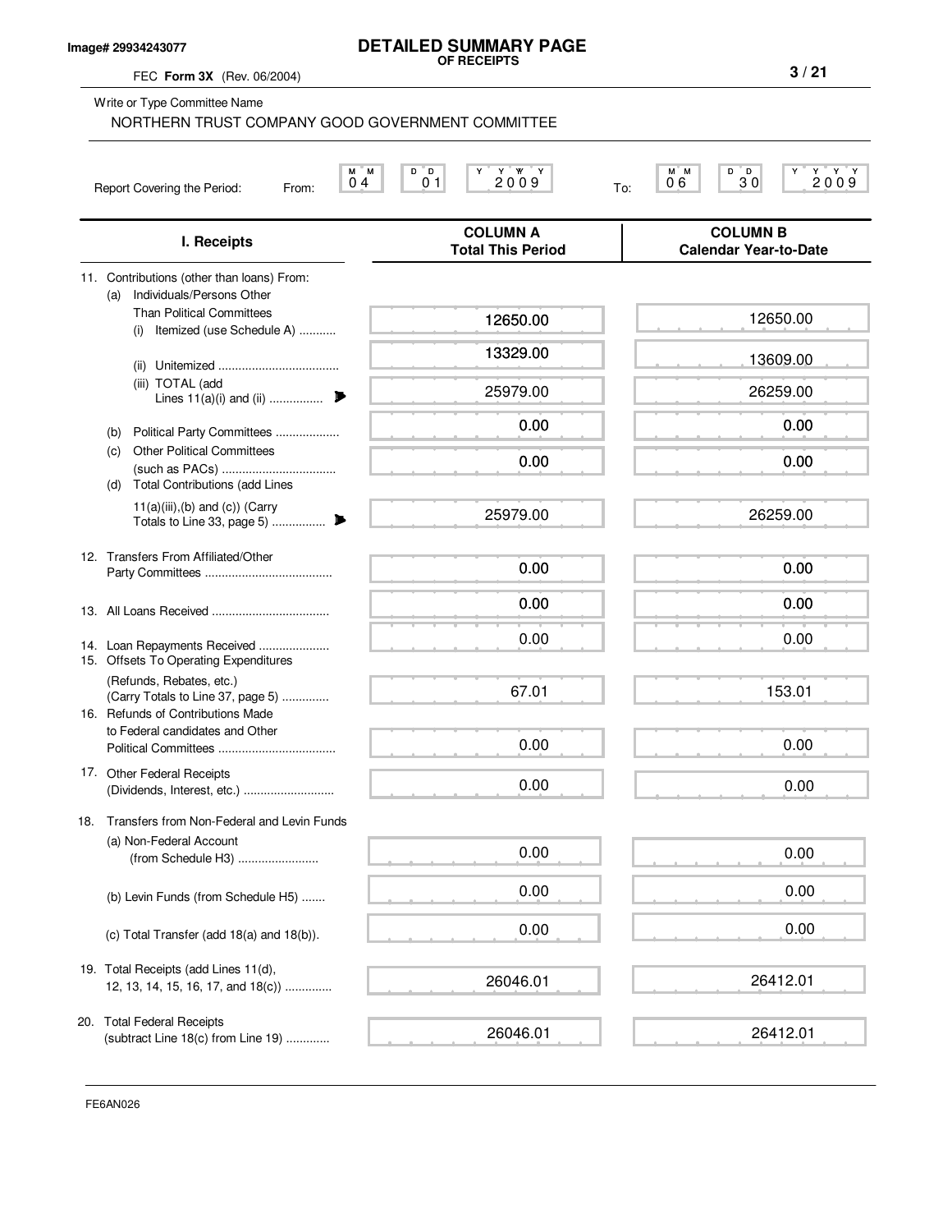Image# 29934243077

# DETAILED SUMMARY PAGE
**OF RECEIPTS**

FEC **Form 3X** (Rev. 06/2004)

Write or Type Committee Name

NORTHERN TRUST COMPANY GOOD GOVERNMENT COMMITTEE

Report Covering the Period: From: 04 01 2009 To: 06 30 2009

| I. Receipts | COLUMN A Total This Period | COLUMN B Calendar Year-to-Date |
|---|---|---|
| 11. Contributions (other than loans) From: | | |
| (a) Individuals/Persons Other Than Political Committees (i) Itemized (use Schedule A) | 12650.00 | 12650.00 |
| (ii) Unitemized | 13329.00 | 13609.00 |
| (iii) TOTAL (add Lines 11(a)(i) and (ii) | 25979.00 | 26259.00 |
| (b) Political Party Committees | 0.00 | 0.00 |
| (c) Other Political Committees (such as PACs) | 0.00 | 0.00 |
| (d) Total Contributions (add Lines 11(a)(iii),(b) and (c)) (Carry Totals to Line 33, page 5) | 25979.00 | 26259.00 |
| 12. Transfers From Affiliated/Other Party Committees | 0.00 | 0.00 |
| 13. All Loans Received | 0.00 | 0.00 |
| 14. Loan Repayments Received | 0.00 | 0.00 |
| 15. Offsets To Operating Expenditures (Refunds, Rebates, etc.) (Carry Totals to Line 37, page 5) | 67.01 | 153.01 |
| 16. Refunds of Contributions Made to Federal candidates and Other Political Committees | 0.00 | 0.00 |
| 17. Other Federal Receipts (Dividends, Interest, etc.) | 0.00 | 0.00 |
| 18. Transfers from Non-Federal and Levin Funds | | |
| (a) Non-Federal Account (from Schedule H3) | 0.00 | 0.00 |
| (b) Levin Funds (from Schedule H5) | 0.00 | 0.00 |
| (c) Total Transfer (add 18(a) and 18(b)). | 0.00 | 0.00 |
| 19. Total Receipts (add Lines 11(d), 12, 13, 14, 15, 16, 17, and 18(c)) | 26046.01 | 26412.01 |
| 20. Total Federal Receipts (subtract Line 18(c) from Line 19) | 26046.01 | 26412.01 |

FE6AN026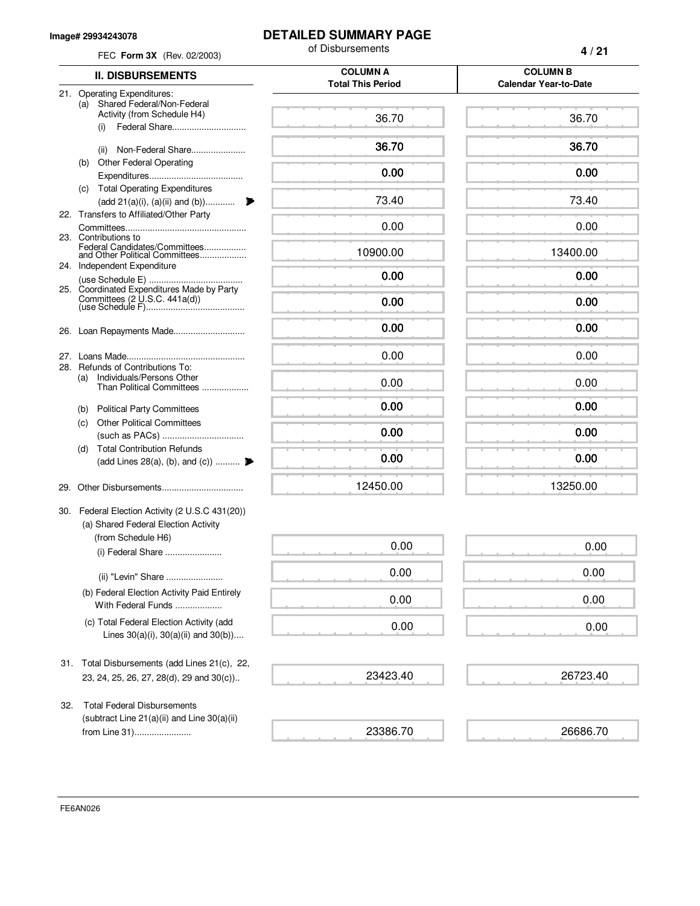Image# 29934243078

FEC **Form 3X** (Rev. 02/2003)

# DETAILED SUMMARY PAGE

of Disbursements

| II. DISBURSEMENTS | COLUMN A Total This Period | COLUMN B Calendar Year-to-Date |
|---|---|---|
| 21. Operating Expenditures: | | |
| (a) Shared Federal/Non-Federal Activity (from Schedule H4) | | |
| (i) Federal Share | 36.70 | 36.70 |
| (ii) Non-Federal Share | 36.70 | 36.70 |
| (b) Other Federal Operating Expenditures | 0.00 | 0.00 |
| (c) Total Operating Expenditures (add 21(a)(i), (a)(ii) and (b)) | 73.40 | 73.40 |
| 22. Transfers to Affiliated/Other Party Committees | 0.00 | 0.00 |
| 23. Contributions to Federal Candidates/Committees and Other Political Committees | 10900.00 | 13400.00 |
| 24. Independent Expenditure (use Schedule E) | 0.00 | 0.00 |
| 25. Coordinated Expenditures Made by Party Committees (2 U.S.C. 441a(d)) (use Schedule F) | 0.00 | 0.00 |
| 26. Loan Repayments Made | 0.00 | 0.00 |
| 27. Loans Made | 0.00 | 0.00 |
| 28. Refunds of Contributions To: | | |
| (a) Individuals/Persons Other Than Political Committees | 0.00 | 0.00 |
| (b) Political Party Committees | 0.00 | 0.00 |
| (c) Other Political Committees (such as PACs) | 0.00 | 0.00 |
| (d) Total Contribution Refunds (add Lines 28(a), (b), and (c)) | 0.00 | 0.00 |
| 29. Other Disbursements | 12450.00 | 13250.00 |
| 30. Federal Election Activity (2 U.S.C 431(20)) | | |
| (a) Shared Federal Election Activity (from Schedule H6) | | |
| (i) Federal Share | 0.00 | 0.00 |
| (ii) "Levin" Share | 0.00 | 0.00 |
| (b) Federal Election Activity Paid Entirely With Federal Funds | 0.00 | 0.00 |
| (c) Total Federal Election Activity (add Lines 30(a)(i), 30(a)(ii) and 30(b)) | 0.00 | 0.00 |
| 31. Total Disbursements (add Lines 21(c), 22, 23, 24, 25, 26, 27, 28(d), 29 and 30(c)) | 23423.40 | 26723.40 |
| 32. Total Federal Disbursements (subtract Line 21(a)(ii) and Line 30(a)(ii) from Line 31) | 23386.70 | 26686.70 |

FE6AN026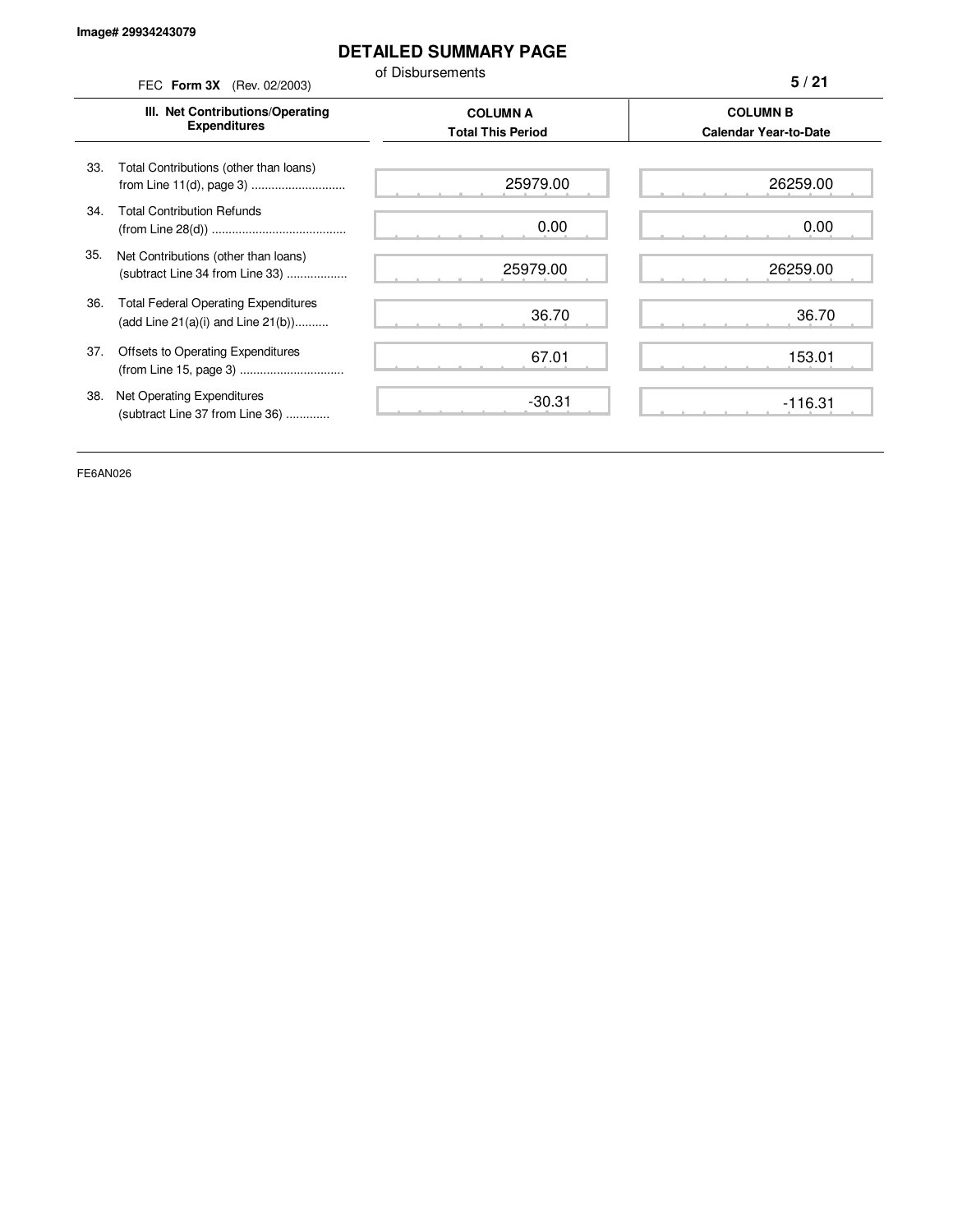Image# 29934243079

# DETAILED SUMMARY PAGE

of Disbursements

FEC **Form 3X** (Rev. 02/2003)

| III. Net Contributions/Operating Expenditures | COLUMN A Total This Period | COLUMN B Calendar Year-to-Date |
|---|---|---|
| 33. Total Contributions (other than loans) from Line 11(d), page 3) ............................ | 25979.00 | 26259.00 |
| 34. Total Contribution Refunds (from Line 28(d)) ........................................ | 0.00 | 0.00 |
| 35. Net Contributions (other than loans) (subtract Line 34 from Line 33) .................. | 25979.00 | 26259.00 |
| 36. Total Federal Operating Expenditures (add Line 21(a)(i) and Line 21(b)).......... | 36.70 | 36.70 |
| 37. Offsets to Operating Expenditures (from Line 15, page 3) ............................... | 67.01 | 153.01 |
| 38. Net Operating Expenditures (subtract Line 37 from Line 36) ............ | -30.31 | -116.31 |

FE6AN026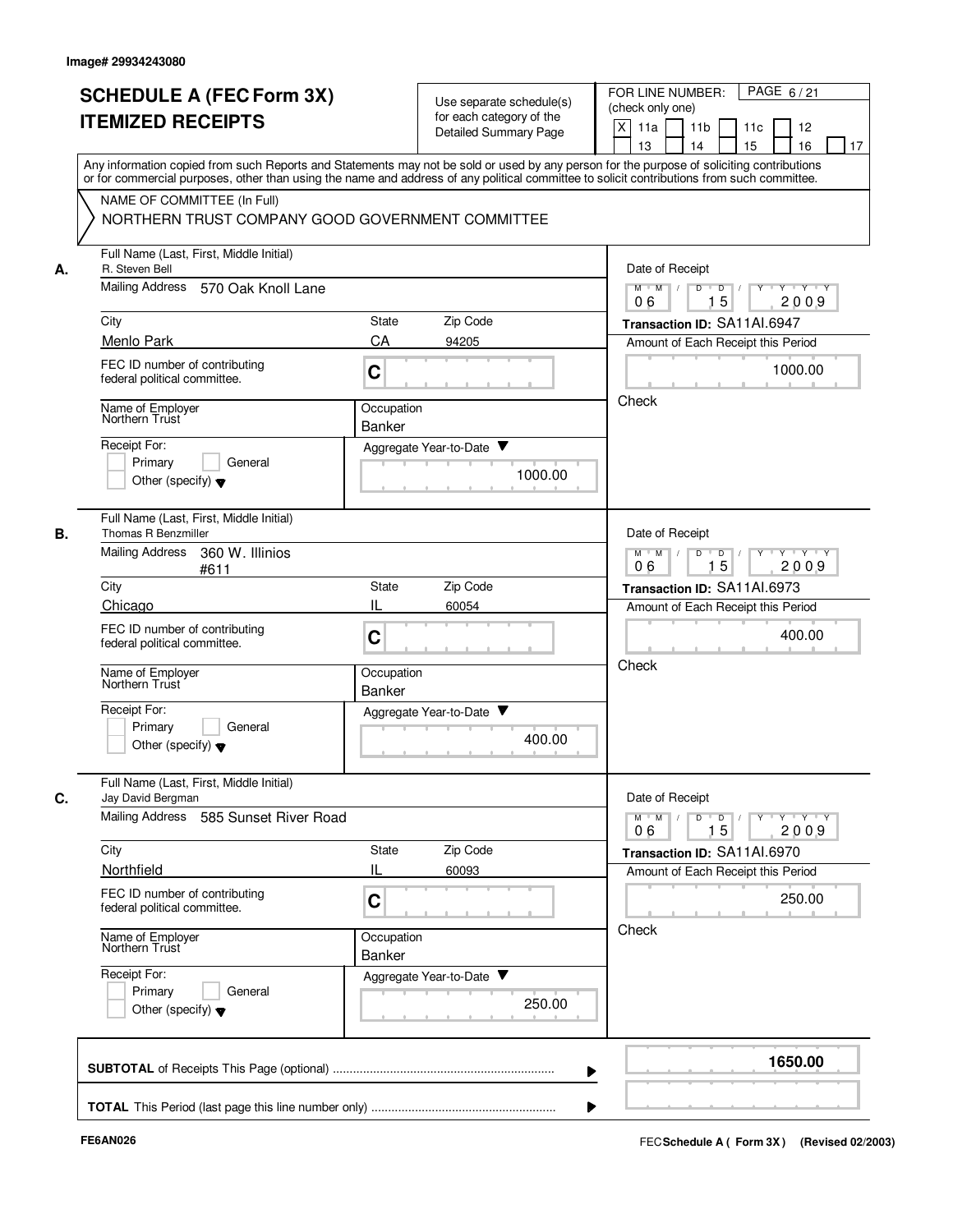Image# 29934243080

# SCHEDULE A (FEC Form 3X) ITEMIZED RECEIPTS

Use separate schedule(s) for each category of the Detailed Summary Page

FOR LINE NUMBER: (check only one)

[X] 11a [ ] 11b [ ] 11c [ ] 12 [ ] 13 [ ] 14 [ ] 15 [ ] 16 [ ] 17

PAGE 6 / 21

Any information copied from such Reports and Statements may not be sold or used by any person for the purpose of soliciting contributions or for commercial purposes, other than using the name and address of any political committee to solicit contributions from such committee.

NAME OF COMMITTEE (In Full)
NORTHERN TRUST COMPANY GOOD GOVERNMENT COMMITTEE

---

**A.** Full Name (Last, First, Middle Initial): R. Steven Bell

Mailing Address: 570 Oak Knoll Lane

City: Menlo Park | State: CA | Zip Code: 94205

FEC ID number of contributing federal political committee: C

Name of Employer: Northern Trust | Occupation: Banker

Receipt For: [ ] Primary [ ] General [ ] Other (specify)

Aggregate Year-to-Date: 1000.00

Date of Receipt: 06 / 15 / 2009

Transaction ID: SA11AI.6947

Amount of Each Receipt this Period: 1000.00

Check

---

**B.** Full Name (Last, First, Middle Initial): Thomas R Benzmiller

Mailing Address: 360 W. Illinios #611

City: Chicago | State: IL | Zip Code: 60054

FEC ID number of contributing federal political committee: C

Name of Employer: Northern Trust | Occupation: Banker

Receipt For: [ ] Primary [ ] General [ ] Other (specify)

Aggregate Year-to-Date: 400.00

Date of Receipt: 06 / 15 / 2009

Transaction ID: SA11AI.6973

Amount of Each Receipt this Period: 400.00

Check

---

**C.** Full Name (Last, First, Middle Initial): Jay David Bergman

Mailing Address: 585 Sunset River Road

City: Northfield | State: IL | Zip Code: 60093

FEC ID number of contributing federal political committee: C

Name of Employer: Northern Trust | Occupation: Banker

Receipt For: [ ] Primary [ ] General [ ] Other (specify)

Aggregate Year-to-Date: 250.00

Date of Receipt: 06 / 15 / 2009

Transaction ID: SA11AI.6970

Amount of Each Receipt this Period: 250.00

Check

---

**SUBTOTAL** of Receipts This Page (optional): **1650.00**

**TOTAL** This Period (last page this line number only):

FE6AN026

FEC **Schedule A ( Form 3X )** (Revised 02/2003)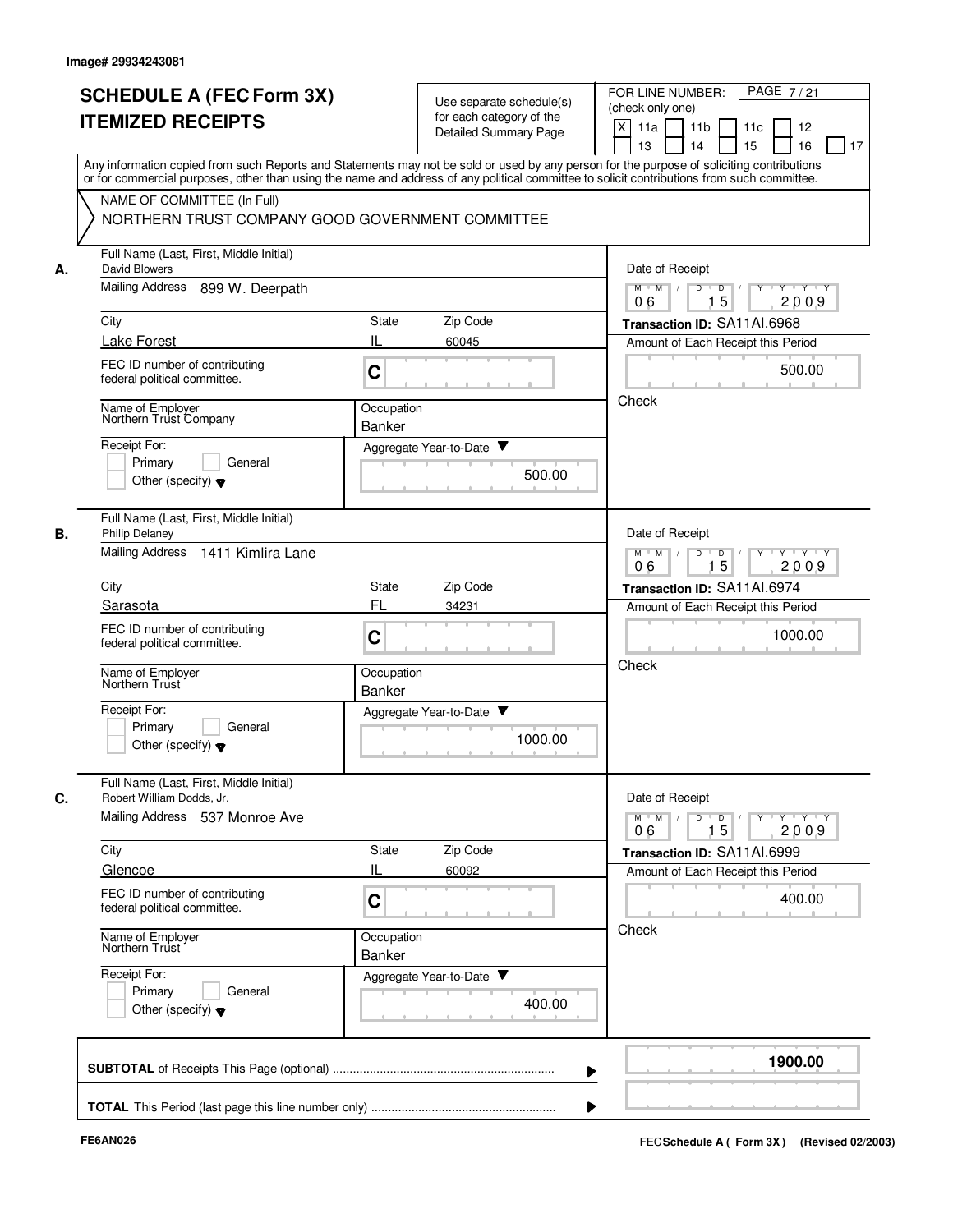Image# 29934243081

# SCHEDULE A (FEC Form 3X) ITEMIZED RECEIPTS

Use separate schedule(s) for each category of the Detailed Summary Page

FOR LINE NUMBER: (check only one)

[X] 11a [ ] 11b [ ] 11c [ ] 12 [ ] 13 [ ] 14 [ ] 15 [ ] 16 [ ] 17

Any information copied from such Reports and Statements may not be sold or used by any person for the purpose of soliciting contributions or for commercial purposes, other than using the name and address of any political committee to solicit contributions from such committee.

NAME OF COMMITTEE (In Full)
NORTHERN TRUST COMPANY GOOD GOVERNMENT COMMITTEE

**A.** Full Name (Last, First, Middle Initial): David Blowers
Mailing Address: 899 W. Deerpath
City: Lake Forest | State: IL | Zip Code: 60045
FEC ID number of contributing federal political committee: C
Name of Employer: Northern Trust Company
Occupation: Banker
Receipt For: [ ] Primary [ ] General [ ] Other (specify)
Aggregate Year-to-Date: 500.00
Date of Receipt: 06 / 15 / 2009
Transaction ID: SA11AI.6968
Amount of Each Receipt this Period: 500.00
Check

**B.** Full Name (Last, First, Middle Initial): Philip Delaney
Mailing Address: 1411 Kimlira Lane
City: Sarasota | State: FL | Zip Code: 34231
FEC ID number of contributing federal political committee: C
Name of Employer: Northern Trust
Occupation: Banker
Receipt For: [ ] Primary [ ] General [ ] Other (specify)
Aggregate Year-to-Date: 1000.00
Date of Receipt: 06 / 15 / 2009
Transaction ID: SA11AI.6974
Amount of Each Receipt this Period: 1000.00
Check

**C.** Full Name (Last, First, Middle Initial): Robert William Dodds, Jr.
Mailing Address: 537 Monroe Ave
City: Glencoe | State: IL | Zip Code: 60092
FEC ID number of contributing federal political committee: C
Name of Employer: Northern Trust
Occupation: Banker
Receipt For: [ ] Primary [ ] General [ ] Other (specify)
Aggregate Year-to-Date: 400.00
Date of Receipt: 06 / 15 / 2009
Transaction ID: SA11AI.6999
Amount of Each Receipt this Period: 400.00
Check

**SUBTOTAL** of Receipts This Page (optional): **1900.00**

**TOTAL** This Period (last page this line number only):

FE6AN026

FEC **Schedule A ( Form 3X)** (Revised 02/2003)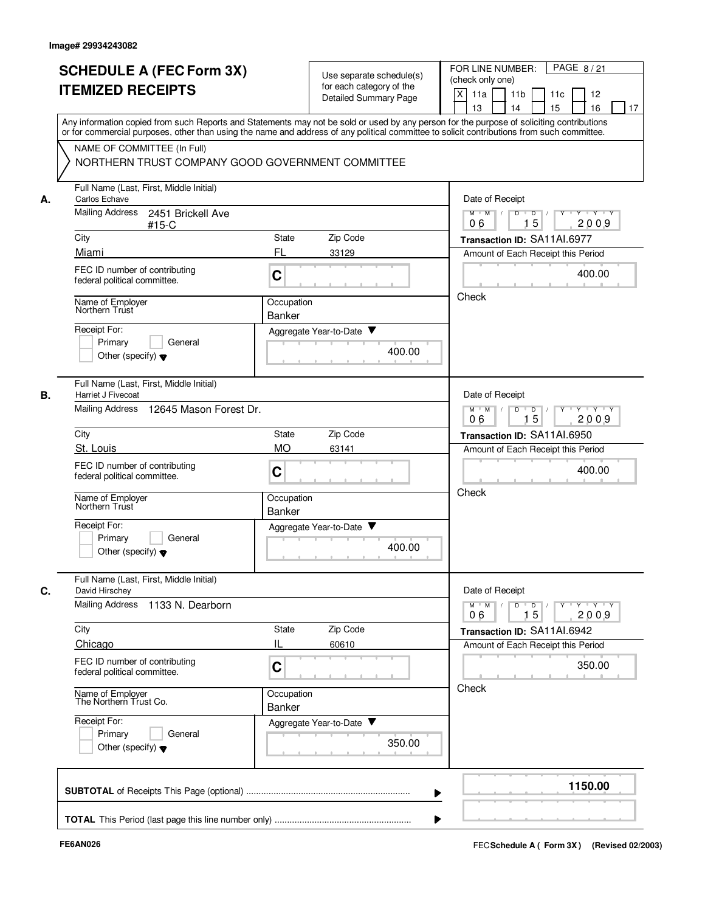Image# 29934243082

# SCHEDULE A (FEC Form 3X) ITEMIZED RECEIPTS

Use separate schedule(s) for each category of the Detailed Summary Page

FOR LINE NUMBER: (check only one) PAGE 8 / 21

[X] 11a [ ] 11b [ ] 11c [ ] 12 [ ] 13 [ ] 14 [ ] 15 [ ] 16 [ ] 17

Any information copied from such Reports and Statements may not be sold or used by any person for the purpose of soliciting contributions or for commercial purposes, other than using the name and address of any political committee to solicit contributions from such committee.

NAME OF COMMITTEE (In Full)
NORTHERN TRUST COMPANY GOOD GOVERNMENT COMMITTEE

**A.**
Full Name (Last, First, Middle Initial): Carlos Echave
Mailing Address: 2451 Brickell Ave #15-C
City: Miami | State: FL | Zip Code: 33129
FEC ID number of contributing federal political committee: C
Name of Employer: Northern Trust
Occupation: Banker
Receipt For: Primary / General / Other (specify)
Aggregate Year-to-Date: 400.00
Date of Receipt: 06 / 15 / 2009
Transaction ID: SA11AI.6977
Amount of Each Receipt this Period: 400.00
Check

**B.**
Full Name (Last, First, Middle Initial): Harriet J Fivecoat
Mailing Address: 12645 Mason Forest Dr.
City: St. Louis | State: MO | Zip Code: 63141
FEC ID number of contributing federal political committee: C
Name of Employer: Northern Trust
Occupation: Banker
Receipt For: Primary / General / Other (specify)
Aggregate Year-to-Date: 400.00
Date of Receipt: 06 / 15 / 2009
Transaction ID: SA11AI.6950
Amount of Each Receipt this Period: 400.00
Check

**C.**
Full Name (Last, First, Middle Initial): David Hirschey
Mailing Address: 1133 N. Dearborn
City: Chicago | State: IL | Zip Code: 60610
FEC ID number of contributing federal political committee: C
Name of Employer: The Northern Trust Co.
Occupation: Banker
Receipt For: Primary / General / Other (specify)
Aggregate Year-to-Date: 350.00
Date of Receipt: 06 / 15 / 2009
Transaction ID: SA11AI.6942
Amount of Each Receipt this Period: 350.00
Check

**SUBTOTAL** of Receipts This Page (optional): 1150.00

**TOTAL** This Period (last page this line number only):

FE6AN026 FEC **Schedule A ( Form 3X)** (Revised 02/2003)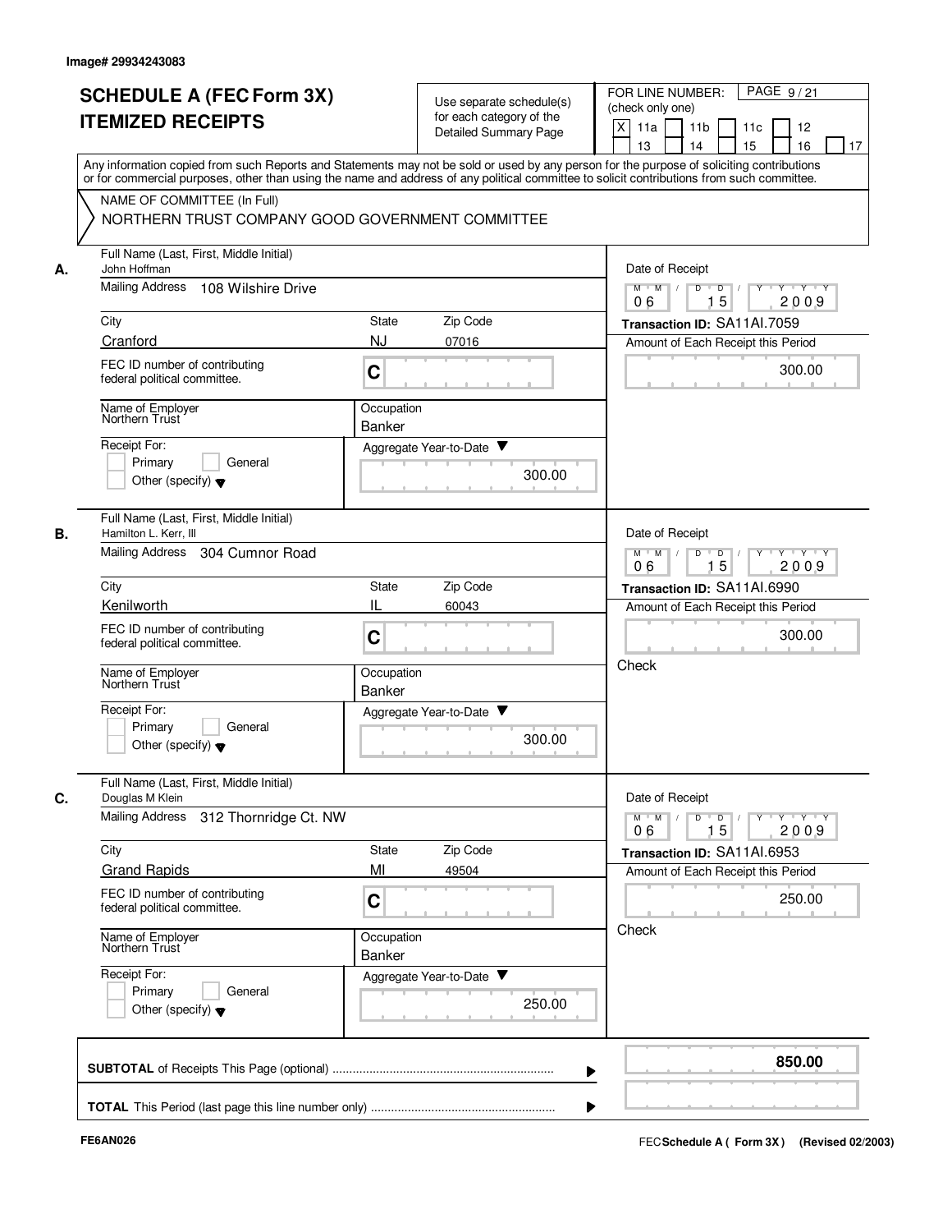Image# 29934243083

# SCHEDULE A (FEC Form 3X) ITEMIZED RECEIPTS

Use separate schedule(s) for each category of the Detailed Summary Page

FOR LINE NUMBER: (check only one)

[X] 11a [ ] 11b [ ] 11c [ ] 12 [ ] 13 [ ] 14 [ ] 15 [ ] 16 [ ] 17

PAGE 9 / 21

Any information copied from such Reports and Statements may not be sold or used by any person for the purpose of soliciting contributions or for commercial purposes, other than using the name and address of any political committee to solicit contributions from such committee.

NAME OF COMMITTEE (In Full)

NORTHERN TRUST COMPANY GOOD GOVERNMENT COMMITTEE

## A.

Full Name (Last, First, Middle Initial): John Hoffman

Mailing Address: 108 Wilshire Drive

City: Cranford | State: NJ | Zip Code: 07016

FEC ID number of contributing federal political committee: C

Name of Employer: Northern Trust

Occupation: Banker

Receipt For: [ ] Primary [ ] General [ ] Other (specify)

Aggregate Year-to-Date: 300.00

Date of Receipt: 06 / 15 / 2009

Transaction ID: SA11AI.7059

Amount of Each Receipt this Period: 300.00

## B.

Full Name (Last, First, Middle Initial): Hamilton L. Kerr, III

Mailing Address: 304 Cumnor Road

City: Kenilworth | State: IL | Zip Code: 60043

FEC ID number of contributing federal political committee: C

Name of Employer: Northern Trust

Occupation: Banker

Receipt For: [ ] Primary [ ] General [ ] Other (specify)

Aggregate Year-to-Date: 300.00

Date of Receipt: 06 / 15 / 2009

Transaction ID: SA11AI.6990

Amount of Each Receipt this Period: 300.00

Check

## C.

Full Name (Last, First, Middle Initial): Douglas M Klein

Mailing Address: 312 Thornridge Ct. NW

City: Grand Rapids | State: MI | Zip Code: 49504

FEC ID number of contributing federal political committee: C

Name of Employer: Northern Trust

Occupation: Banker

Receipt For: [ ] Primary [ ] General [ ] Other (specify)

Aggregate Year-to-Date: 250.00

Date of Receipt: 06 / 15 / 2009

Transaction ID: SA11AI.6953

Amount of Each Receipt this Period: 250.00

Check

**SUBTOTAL** of Receipts This Page (optional) ............ **850.00**

**TOTAL** This Period (last page this line number only) ............

FE6AN026

FEC **Schedule A ( Form 3X )** (Revised 02/2003)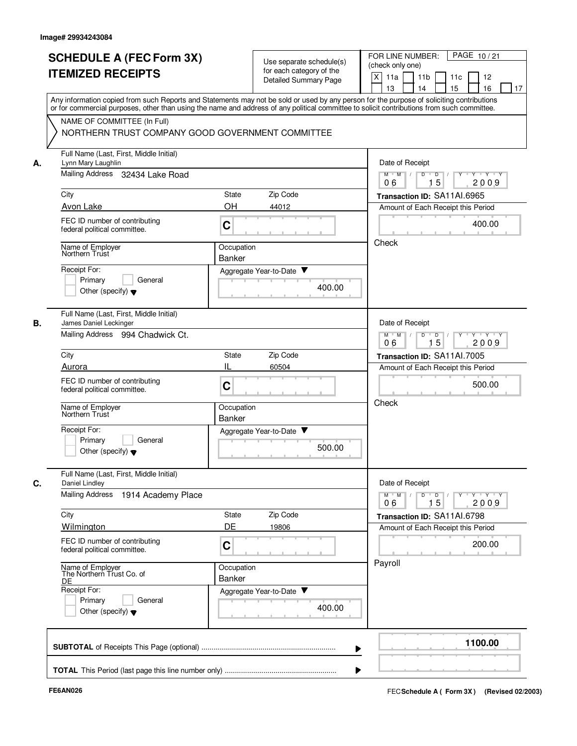Image# 29934243084

# SCHEDULE A (FEC Form 3X) ITEMIZED RECEIPTS

Use separate schedule(s) for each category of the Detailed Summary Page

FOR LINE NUMBER: (check only one)

[X] 11a [ ] 11b [ ] 11c [ ] 12 [ ] 13 [ ] 14 [ ] 15 [ ] 16 [ ] 17

PAGE 10 / 21

Any information copied from such Reports and Statements may not be sold or used by any person for the purpose of soliciting contributions or for commercial purposes, other than using the name and address of any political committee to solicit contributions from such committee.

NAME OF COMMITTEE (In Full)

NORTHERN TRUST COMPANY GOOD GOVERNMENT COMMITTEE

---

**A.** Full Name (Last, First, Middle Initial): Lynn Mary Laughlin

Mailing Address: 32434 Lake Road

| City | State | Zip Code |
|---|---|---|
| Avon Lake | OH | 44012 |

FEC ID number of contributing federal political committee: C

Name of Employer: Northern Trust

Occupation: Banker

Receipt For: [ ] Primary [ ] General [ ] Other (specify)

Aggregate Year-to-Date: 400.00

Date of Receipt: 06 / 15 / 2009

Transaction ID: SA11AI.6965

Amount of Each Receipt this Period: 400.00

Check

---

**B.** Full Name (Last, First, Middle Initial): James Daniel Leckinger

Mailing Address: 994 Chadwick Ct.

| City | State | Zip Code |
|---|---|---|
| Aurora | IL | 60504 |

FEC ID number of contributing federal political committee: C

Name of Employer: Northern Trust

Occupation: Banker

Receipt For: [ ] Primary [ ] General [ ] Other (specify)

Aggregate Year-to-Date: 500.00

Date of Receipt: 06 / 15 / 2009

Transaction ID: SA11AI.7005

Amount of Each Receipt this Period: 500.00

Check

---

**C.** Full Name (Last, First, Middle Initial): Daniel Lindley

Mailing Address: 1914 Academy Place

| City | State | Zip Code |
|---|---|---|
| Wilmington | DE | 19806 |

FEC ID number of contributing federal political committee: C

Name of Employer: The Northern Trust Co. of DE

Occupation: Banker

Receipt For: [ ] Primary [ ] General [ ] Other (specify)

Aggregate Year-to-Date: 400.00

Date of Receipt: 06 / 15 / 2009

Transaction ID: SA11AI.6798

Amount of Each Receipt this Period: 200.00

Payroll

---

**SUBTOTAL** of Receipts This Page (optional): 1100.00

**TOTAL** This Period (last page this line number only):

FE6AN026

FEC **Schedule A ( Form 3X )** (Revised 02/2003)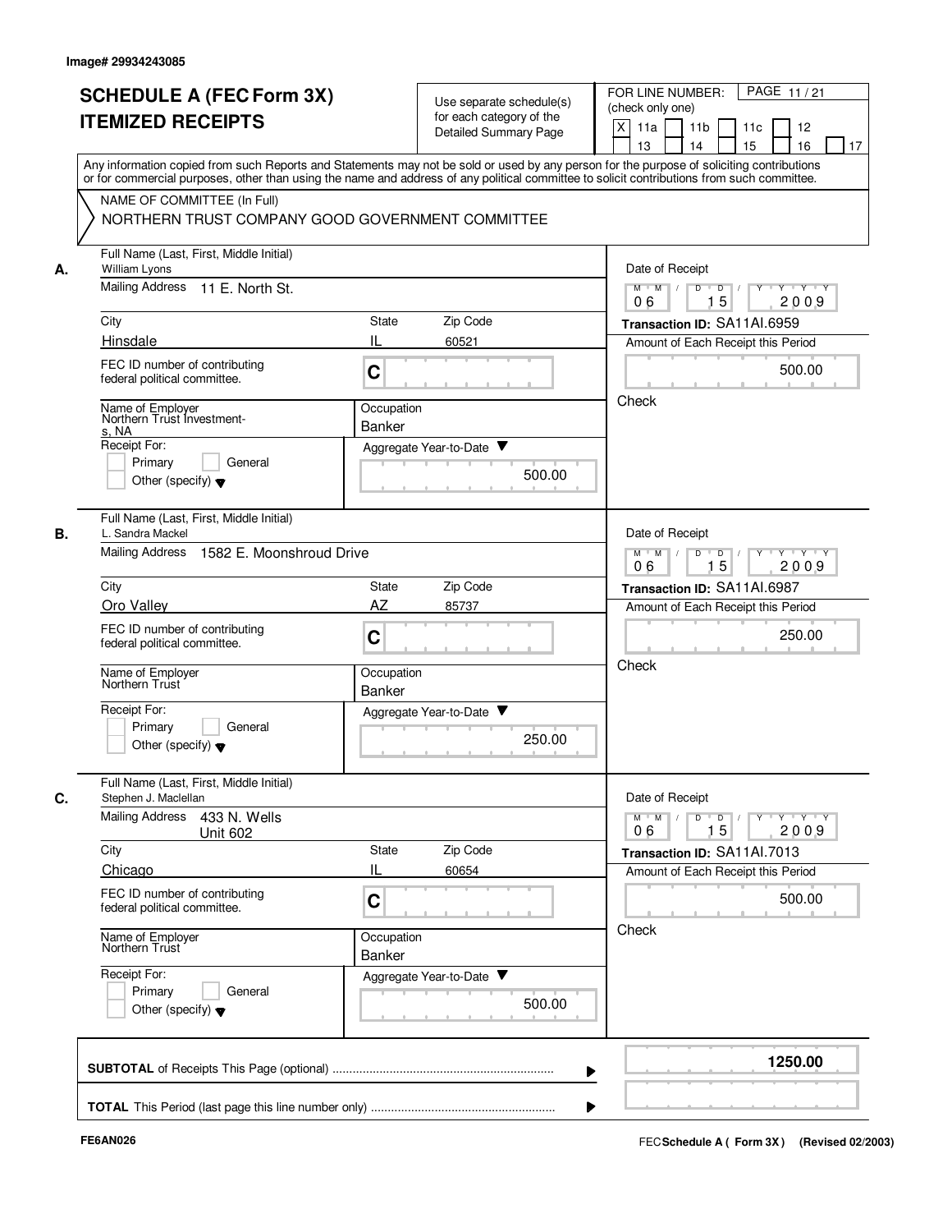Image# 29934243085

# SCHEDULE A (FEC Form 3X) ITEMIZED RECEIPTS

Use separate schedule(s) for each category of the Detailed Summary Page

FOR LINE NUMBER: (check only one)

[X] 11a [ ] 11b [ ] 11c [ ] 12 [ ] 13 [ ] 14 [ ] 15 [ ] 16 [ ] 17

Any information copied from such Reports and Statements may not be sold or used by any person for the purpose of soliciting contributions or for commercial purposes, other than using the name and address of any political committee to solicit contributions from such committee.

NAME OF COMMITTEE (In Full)

NORTHERN TRUST COMPANY GOOD GOVERNMENT COMMITTEE

**A.**

Full Name (Last, First, Middle Initial): William Lyons

Mailing Address: 11 E. North St.

City: Hinsdale | State: IL | Zip Code: 60521

FEC ID number of contributing federal political committee: C

Name of Employer: Northern Trust Investments, NA

Occupation: Banker

Receipt For: [ ] Primary [ ] General [ ] Other (specify)

Aggregate Year-to-Date: 500.00

Date of Receipt: 06 / 15 / 2009

Transaction ID: SA11AI.6959

Amount of Each Receipt this Period: 500.00

Check

**B.**

Full Name (Last, First, Middle Initial): L. Sandra Mackel

Mailing Address: 1582 E. Moonshroud Drive

City: Oro Valley | State: AZ | Zip Code: 85737

FEC ID number of contributing federal political committee: C

Name of Employer: Northern Trust

Occupation: Banker

Receipt For: [ ] Primary [ ] General [ ] Other (specify)

Aggregate Year-to-Date: 250.00

Date of Receipt: 06 / 15 / 2009

Transaction ID: SA11AI.6987

Amount of Each Receipt this Period: 250.00

Check

**C.**

Full Name (Last, First, Middle Initial): Stephen J. Maclellan

Mailing Address: 433 N. Wells, Unit 602

City: Chicago | State: IL | Zip Code: 60654

FEC ID number of contributing federal political committee: C

Name of Employer: Northern Trust

Occupation: Banker

Receipt For: [ ] Primary [ ] General [ ] Other (specify)

Aggregate Year-to-Date: 500.00

Date of Receipt: 06 / 15 / 2009

Transaction ID: SA11AI.7013

Amount of Each Receipt this Period: 500.00

Check

**SUBTOTAL** of Receipts This Page (optional): **1250.00**

**TOTAL** This Period (last page this line number only):

FE6AN026

FEC Schedule A ( Form 3X ) (Revised 02/2003)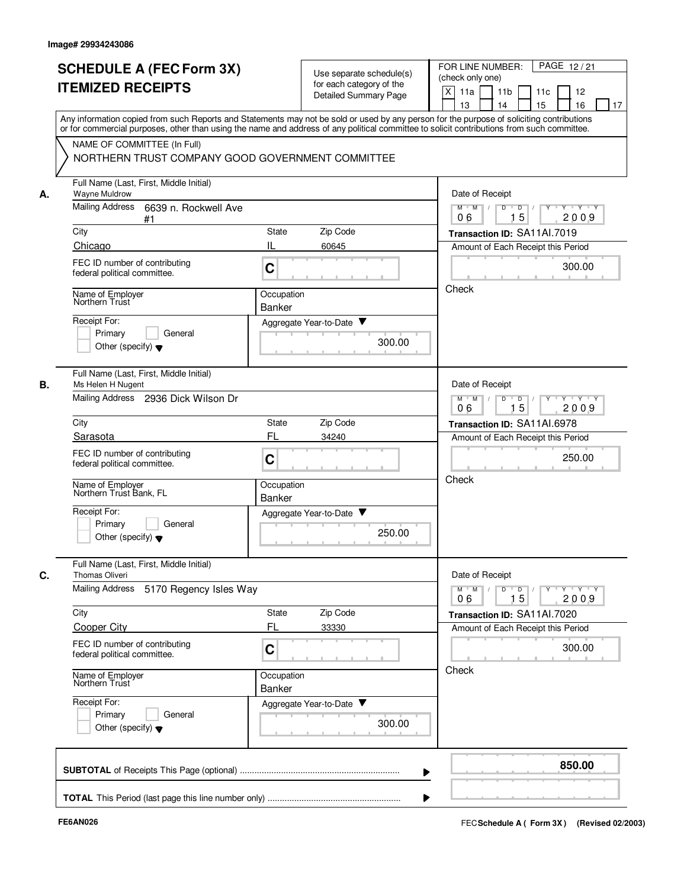Image# 29934243086

# SCHEDULE A (FEC Form 3X) ITEMIZED RECEIPTS

Use separate schedule(s) for each category of the Detailed Summary Page

FOR LINE NUMBER: (check only one)

[X] 11a [ ] 11b [ ] 11c [ ] 12 [ ] 13 [ ] 14 [ ] 15 [ ] 16 [ ] 17

PAGE 12 / 21

Any information copied from such Reports and Statements may not be sold or used by any person for the purpose of soliciting contributions or for commercial purposes, other than using the name and address of any political committee to solicit contributions from such committee.

NAME OF COMMITTEE (In Full)
NORTHERN TRUST COMPANY GOOD GOVERNMENT COMMITTEE

**A.** Full Name (Last, First, Middle Initial): Wayne Muldrow
Mailing Address: 6639 n. Rockwell Ave #1
City: Chicago | State: IL | Zip Code: 60645
FEC ID number of contributing federal political committee: C
Name of Employer: Northern Trust
Occupation: Banker
Receipt For: [ ] Primary [ ] General [ ] Other (specify)
Aggregate Year-to-Date: 300.00
Date of Receipt: 06 15 2009
Transaction ID: SA11AI.7019
Amount of Each Receipt this Period: 300.00
Check

**B.** Full Name (Last, First, Middle Initial): Ms Helen H Nugent
Mailing Address: 2936 Dick Wilson Dr
City: Sarasota | State: FL | Zip Code: 34240
FEC ID number of contributing federal political committee: C
Name of Employer: Northern Trust Bank, FL
Occupation: Banker
Receipt For: [ ] Primary [ ] General [ ] Other (specify)
Aggregate Year-to-Date: 250.00
Date of Receipt: 06 15 2009
Transaction ID: SA11AI.6978
Amount of Each Receipt this Period: 250.00
Check

**C.** Full Name (Last, First, Middle Initial): Thomas Oliveri
Mailing Address: 5170 Regency Isles Way
City: Cooper City | State: FL | Zip Code: 33330
FEC ID number of contributing federal political committee: C
Name of Employer: Northern Trust
Occupation: Banker
Receipt For: [ ] Primary [ ] General [ ] Other (specify)
Aggregate Year-to-Date: 300.00
Date of Receipt: 06 15 2009
Transaction ID: SA11AI.7020
Amount of Each Receipt this Period: 300.00
Check

**SUBTOTAL** of Receipts This Page (optional) ........ **850.00**

**TOTAL** This Period (last page this line number only) ........

FE6AN026

FEC **Schedule A ( Form 3X)** (Revised 02/2003)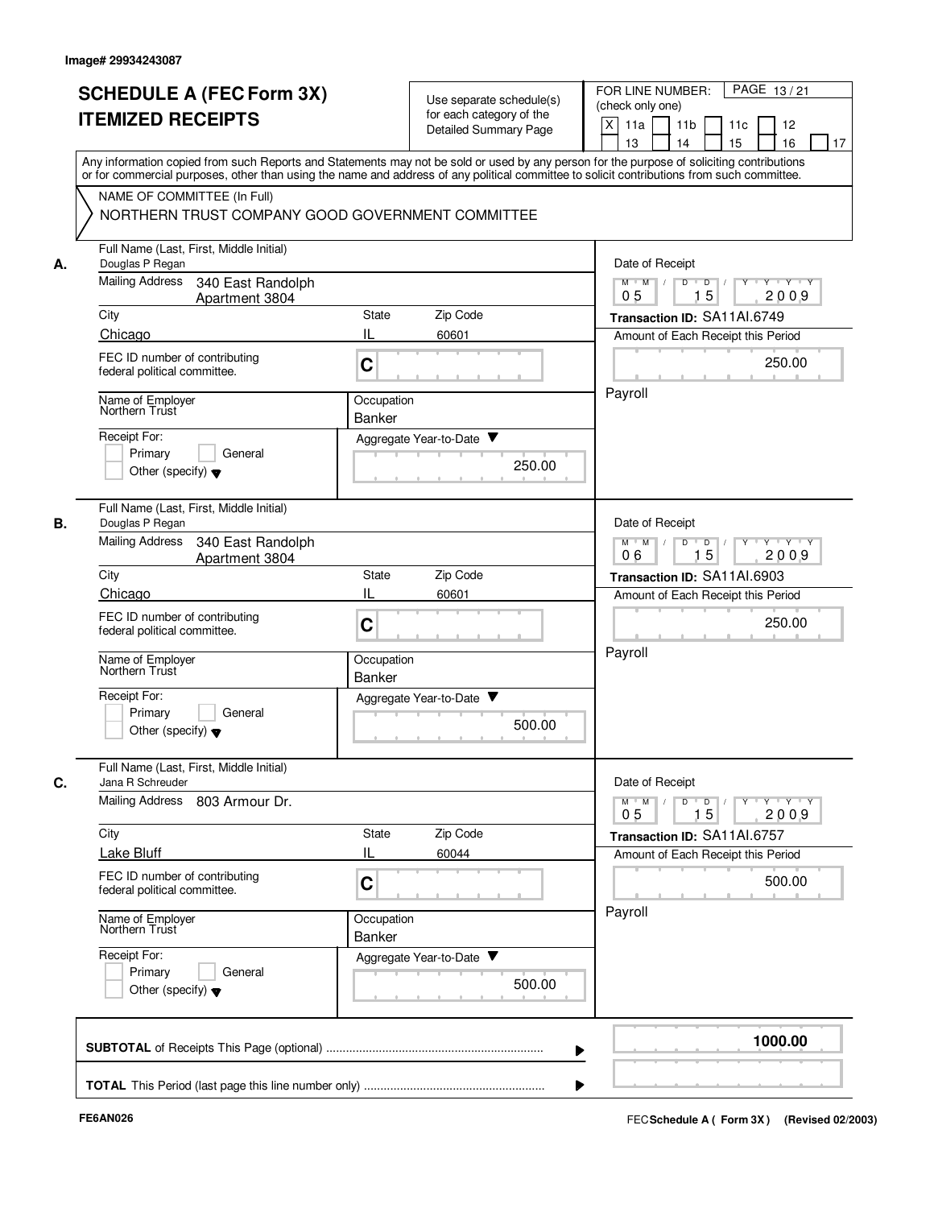Image# 29934243087

# SCHEDULE A (FEC Form 3X)
# ITEMIZED RECEIPTS

Use separate schedule(s) for each category of the Detailed Summary Page

FOR LINE NUMBER: (check only one)
[X] 11a [ ] 11b [ ] 11c [ ] 12 [ ] 13 [ ] 14 [ ] 15 [ ] 16 [ ] 17

Any information copied from such Reports and Statements may not be sold or used by any person for the purpose of soliciting contributions or for commercial purposes, other than using the name and address of any political committee to solicit contributions from such committee.

NAME OF COMMITTEE (In Full)
NORTHERN TRUST COMPANY GOOD GOVERNMENT COMMITTEE

**A.**
Full Name (Last, First, Middle Initial): Douglas P Regan
Mailing Address: 340 East Randolph, Apartment 3804
City: Chicago | State: IL | Zip Code: 60601
FEC ID number of contributing federal political committee: C
Name of Employer: Northern Trust
Occupation: Banker
Receipt For: [ ] Primary [ ] General [ ] Other (specify)
Aggregate Year-to-Date: 250.00
Date of Receipt: 05/15/2009
Transaction ID: SA11AI.6749
Amount of Each Receipt this Period: 250.00
Payroll

**B.**
Full Name (Last, First, Middle Initial): Douglas P Regan
Mailing Address: 340 East Randolph, Apartment 3804
City: Chicago | State: IL | Zip Code: 60601
FEC ID number of contributing federal political committee: C
Name of Employer: Northern Trust
Occupation: Banker
Receipt For: [ ] Primary [ ] General [ ] Other (specify)
Aggregate Year-to-Date: 500.00
Date of Receipt: 06/15/2009
Transaction ID: SA11AI.6903
Amount of Each Receipt this Period: 250.00
Payroll

**C.**
Full Name (Last, First, Middle Initial): Jana R Schreuder
Mailing Address: 803 Armour Dr.
City: Lake Bluff | State: IL | Zip Code: 60044
FEC ID number of contributing federal political committee: C
Name of Employer: Northern Trust
Occupation: Banker
Receipt For: [ ] Primary [ ] General [ ] Other (specify)
Aggregate Year-to-Date: 500.00
Date of Receipt: 05/15/2009
Transaction ID: SA11AI.6757
Amount of Each Receipt this Period: 500.00
Payroll

**SUBTOTAL** of Receipts This Page (optional): 1000.00

**TOTAL** This Period (last page this line number only):

FE6AN026

FEC **Schedule A ( Form 3X)** (Revised 02/2003)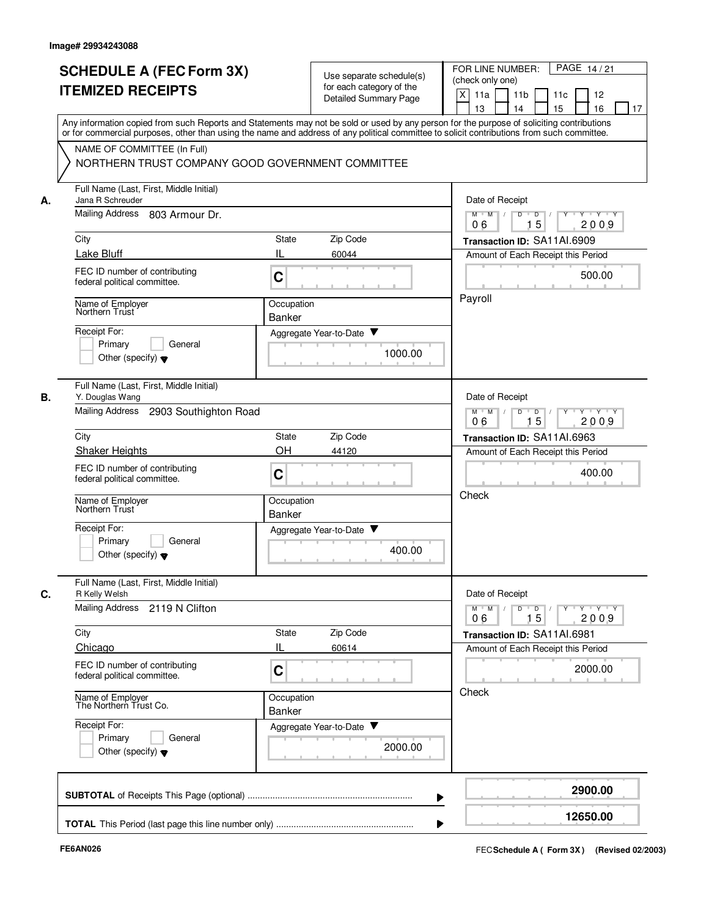Image# 29934243088

# SCHEDULE A (FEC Form 3X) ITEMIZED RECEIPTS

Use separate schedule(s) for each category of the Detailed Summary Page

FOR LINE NUMBER: (check only one)

- [X] 11a
- [ ] 11b
- [ ] 11c
- [ ] 12
- [ ] 13
- [ ] 14
- [ ] 15
- [ ] 16
- [ ] 17

PAGE 14 / 21

Any information copied from such Reports and Statements may not be sold or used by any person for the purpose of soliciting contributions or for commercial purposes, other than using the name and address of any political committee to solicit contributions from such committee.

NAME OF COMMITTEE (In Full)
NORTHERN TRUST COMPANY GOOD GOVERNMENT COMMITTEE

---

**A.** Full Name (Last, First, Middle Initial): Jana R Schreuder

Mailing Address: 803 Armour Dr.

| City | State | Zip Code |
|---|---|---|
| Lake Bluff | IL | 60044 |

FEC ID number of contributing federal political committee: C

Name of Employer: Northern Trust

Occupation: Banker

Receipt For: Primary / General / Other (specify)

Aggregate Year-to-Date: 1000.00

Date of Receipt: 06 / 15 / 2009

Transaction ID: SA11AI.6909

Amount of Each Receipt this Period: 500.00

Payroll

---

**B.** Full Name (Last, First, Middle Initial): Y. Douglas Wang

Mailing Address: 2903 Southighton Road

| City | State | Zip Code |
|---|---|---|
| Shaker Heights | OH | 44120 |

FEC ID number of contributing federal political committee: C

Name of Employer: Northern Trust

Occupation: Banker

Receipt For: Primary / General / Other (specify)

Aggregate Year-to-Date: 400.00

Date of Receipt: 06 / 15 / 2009

Transaction ID: SA11AI.6963

Amount of Each Receipt this Period: 400.00

Check

---

**C.** Full Name (Last, First, Middle Initial): R Kelly Welsh

Mailing Address: 2119 N Clifton

| City | State | Zip Code |
|---|---|---|
| Chicago | IL | 60614 |

FEC ID number of contributing federal political committee: C

Name of Employer: The Northern Trust Co.

Occupation: Banker

Receipt For: Primary / General / Other (specify)

Aggregate Year-to-Date: 2000.00

Date of Receipt: 06 / 15 / 2009

Transaction ID: SA11AI.6981

Amount of Each Receipt this Period: 2000.00

Check

---

**SUBTOTAL** of Receipts This Page (optional): **2900.00**

**TOTAL** This Period (last page this line number only): **12650.00**

FE6AN026

FEC **Schedule A ( Form 3X )** (Revised 02/2003)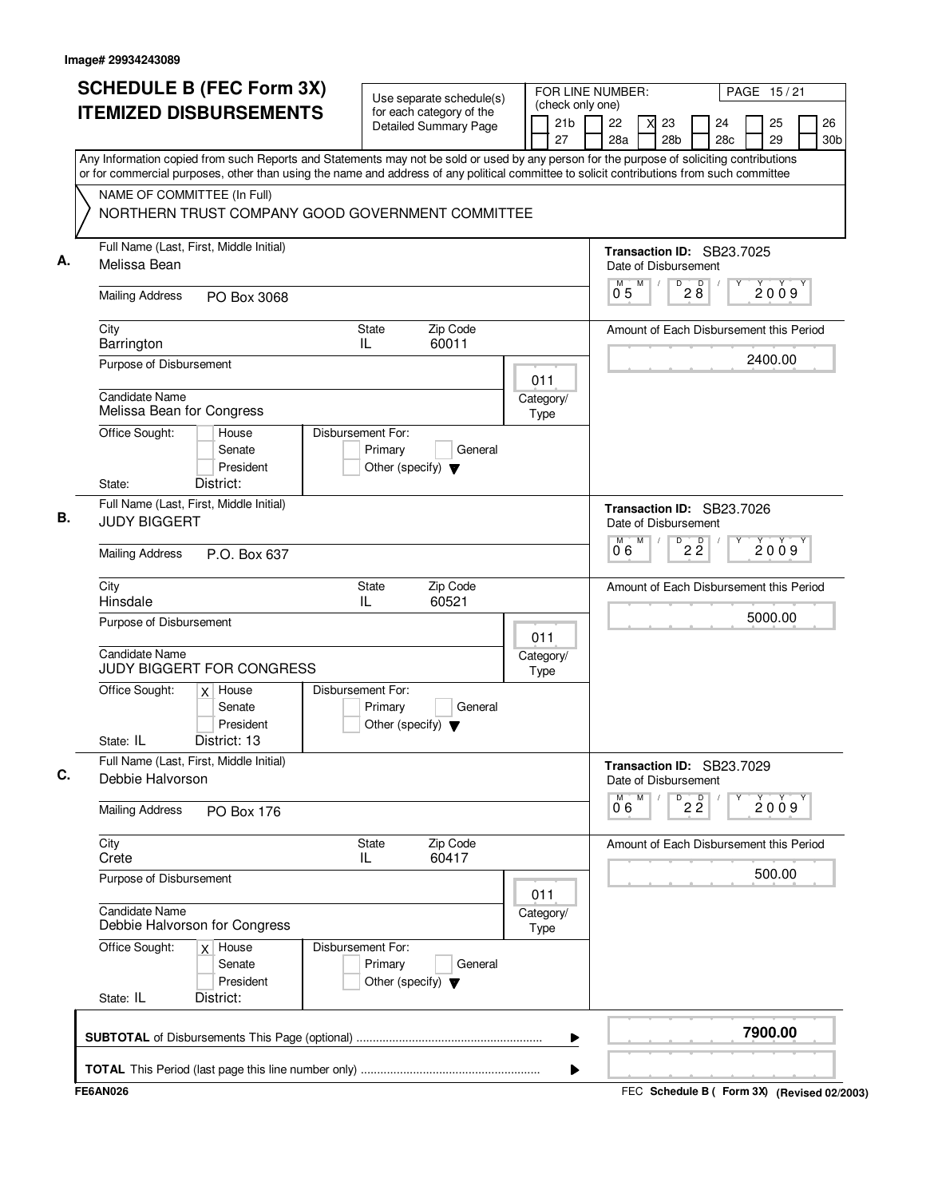Image# 29934243089

# SCHEDULE B (FEC Form 3X) ITEMIZED DISBURSEMENTS

Use separate schedule(s) for each category of the Detailed Summary Page

FOR LINE NUMBER: (check only one)

21b | 22 | **X** 23 | 24 | 25 | 26 | 27 | 28a | 28b | 28c | 29 | 30b

PAGE 15 / 21

Any Information copied from such Reports and Statements may not be sold or used by any person for the purpose of soliciting contributions or for commercial purposes, other than using the name and address of any political committee to solicit contributions from such committee

NAME OF COMMITTEE (In Full)
NORTHERN TRUST COMPANY GOOD GOVERNMENT COMMITTEE

---

**A.** Full Name (Last, First, Middle Initial): Melissa Bean

Mailing Address: PO Box 3068

City: Barrington | State: IL | Zip Code: 60011

Purpose of Disbursement:

Category/Type: 011

Candidate Name: Melissa Bean for Congress

Office Sought: House / Senate / President

Disbursement For: Primary / General / Other (specify)

State: | District:

Transaction ID: SB23.7025

Date of Disbursement: 05 / 28 / 2009

Amount of Each Disbursement this Period: 2400.00

---

**B.** Full Name (Last, First, Middle Initial): JUDY BIGGERT

Mailing Address: P.O. Box 637

City: Hinsdale | State: IL | Zip Code: 60521

Purpose of Disbursement:

Category/Type: 011

Candidate Name: JUDY BIGGERT FOR CONGRESS

Office Sought: **X** House / Senate / President

Disbursement For: Primary / General / Other (specify)

State: IL | District: 13

Transaction ID: SB23.7026

Date of Disbursement: 06 / 22 / 2009

Amount of Each Disbursement this Period: 5000.00

---

**C.** Full Name (Last, First, Middle Initial): Debbie Halvorson

Mailing Address: PO Box 176

City: Crete | State: IL | Zip Code: 60417

Purpose of Disbursement:

Category/Type: 011

Candidate Name: Debbie Halvorson for Congress

Office Sought: **X** House / Senate / President

Disbursement For: Primary / General / Other (specify)

State: IL | District:

Transaction ID: SB23.7029

Date of Disbursement: 06 / 22 / 2009

Amount of Each Disbursement this Period: 500.00

---

**SUBTOTAL** of Disbursements This Page (optional): **7900.00**

**TOTAL** This Period (last page this line number only):

FE6AN026

FEC **Schedule B ( Form 3X)** (Revised 02/2003)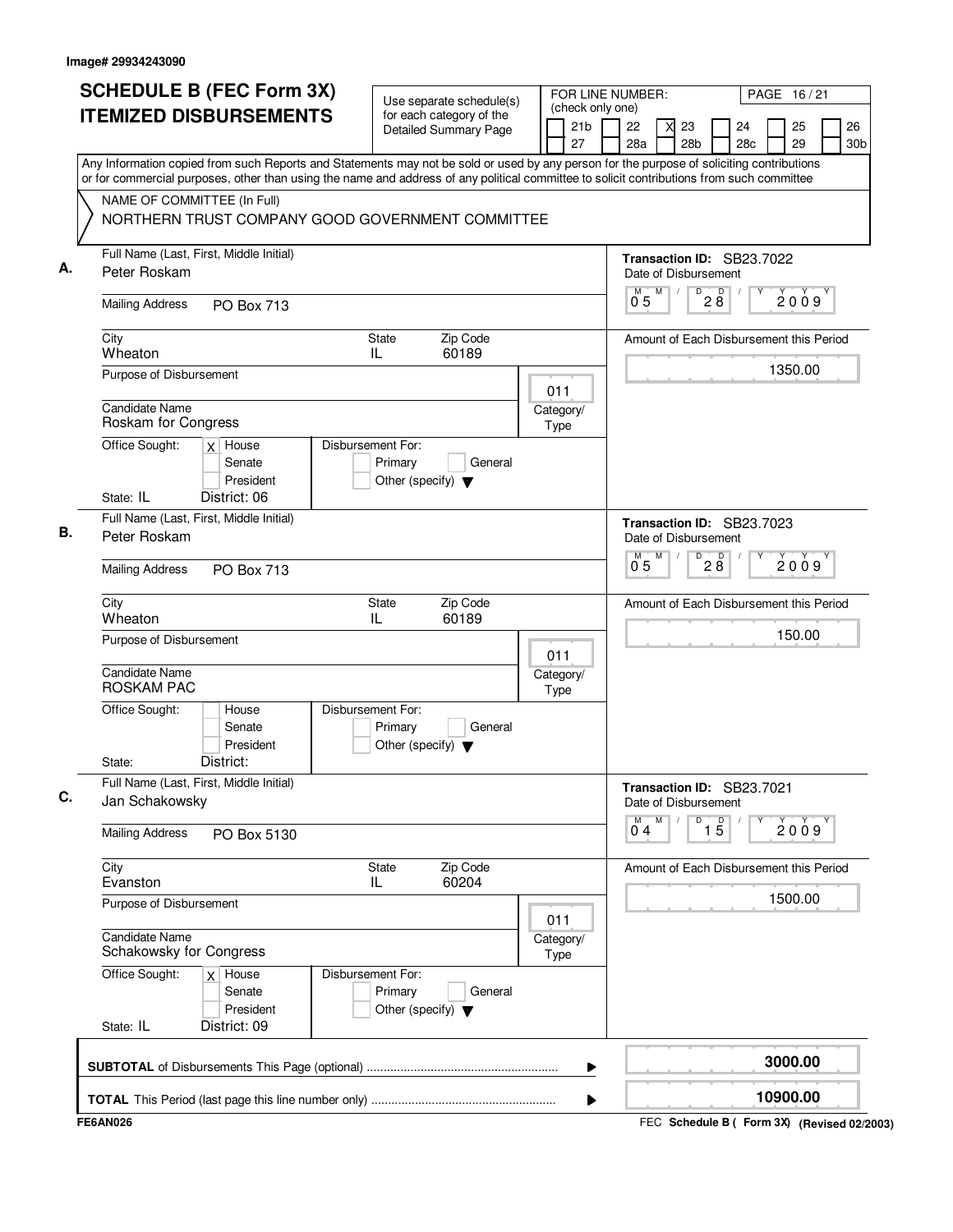Image# 29934243090

# SCHEDULE B (FEC Form 3X) ITEMIZED DISBURSEMENTS

Use separate schedule(s) for each category of the Detailed Summary Page

FOR LINE NUMBER: (check only one)

21b | 22 | [X] 23 | 24 | 25 | 26 | 27 | 28a | 28b | 28c | 29 | 30b

PAGE 16 / 21

Any Information copied from such Reports and Statements may not be sold or used by any person for the purpose of soliciting contributions or for commercial purposes, other than using the name and address of any political committee to solicit contributions from such committee

NAME OF COMMITTEE (In Full)
NORTHERN TRUST COMPANY GOOD GOVERNMENT COMMITTEE

---

**A.** Full Name (Last, First, Middle Initial): Peter Roskam

Transaction ID: SB23.7022

Date of Disbursement: 05 / 28 / 2009

Mailing Address: PO Box 713

City: Wheaton | State: IL | Zip Code: 60189

Amount of Each Disbursement this Period: 1350.00

Purpose of Disbursement:

Category/Type: 011

Candidate Name: Roskam for Congress

Office Sought: [X] House [ ] Senate [ ] President

Disbursement For: [ ] Primary [ ] General [ ] Other (specify)

State: IL District: 06

---

**B.** Full Name (Last, First, Middle Initial): Peter Roskam

Transaction ID: SB23.7023

Date of Disbursement: 05 / 28 / 2009

Mailing Address: PO Box 713

City: Wheaton | State: IL | Zip Code: 60189

Amount of Each Disbursement this Period: 150.00

Purpose of Disbursement:

Category/Type: 011

Candidate Name: ROSKAM PAC

Office Sought: [ ] House [ ] Senate [ ] President

Disbursement For: [ ] Primary [ ] General [ ] Other (specify)

State: District:

---

**C.** Full Name (Last, First, Middle Initial): Jan Schakowsky

Transaction ID: SB23.7021

Date of Disbursement: 04 / 15 / 2009

Mailing Address: PO Box 5130

City: Evanston | State: IL | Zip Code: 60204

Amount of Each Disbursement this Period: 1500.00

Purpose of Disbursement:

Category/Type: 011

Candidate Name: Schakowsky for Congress

Office Sought: [X] House [ ] Senate [ ] President

Disbursement For: [ ] Primary [ ] General [ ] Other (specify)

State: IL District: 09

---

**SUBTOTAL** of Disbursements This Page (optional): **3000.00**

**TOTAL** This Period (last page this line number only): **10900.00**

FE6AN026

FEC **Schedule B ( Form 3X)** **(Revised 02/2003)**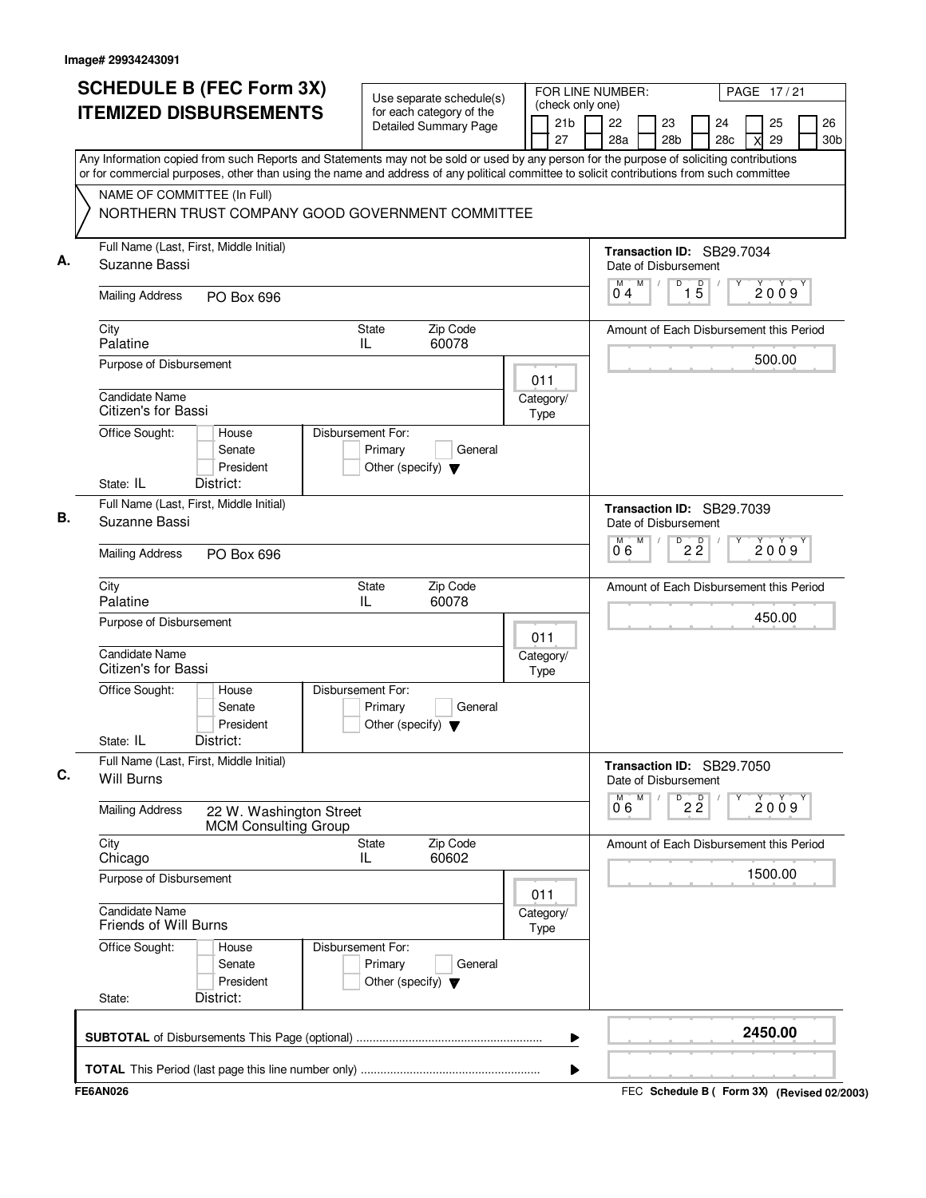Image# 29934243091

# SCHEDULE B (FEC Form 3X) ITEMIZED DISBURSEMENTS

Use separate schedule(s) for each category of the Detailed Summary Page

FOR LINE NUMBER: (check only one)

21b | 22 | 23 | 24 | 25 | 26
27 | 28a | 28b | 28c | X 29 | 30b

PAGE 17 / 21

Any Information copied from such Reports and Statements may not be sold or used by any person for the purpose of soliciting contributions or for commercial purposes, other than using the name and address of any political committee to solicit contributions from such committee

NAME OF COMMITTEE (In Full)
NORTHERN TRUST COMPANY GOOD GOVERNMENT COMMITTEE

**A.**
Full Name (Last, First, Middle Initial): Suzanne Bassi
Mailing Address: PO Box 696
City: Palatine | State: IL | Zip Code: 60078
Purpose of Disbursement:
Category/Type: 011
Candidate Name: Citizen's for Bassi
Office Sought: House / Senate / President
State: IL District:
Disbursement For: Primary / General / Other (specify)

Transaction ID: SB29.7034
Date of Disbursement: 04/15/2009
Amount of Each Disbursement this Period: 500.00

**B.**
Full Name (Last, First, Middle Initial): Suzanne Bassi
Mailing Address: PO Box 696
City: Palatine | State: IL | Zip Code: 60078
Purpose of Disbursement:
Category/Type: 011
Candidate Name: Citizen's for Bassi
Office Sought: House / Senate / President
State: IL District:
Disbursement For: Primary / General / Other (specify)

Transaction ID: SB29.7039
Date of Disbursement: 06/22/2009
Amount of Each Disbursement this Period: 450.00

**C.**
Full Name (Last, First, Middle Initial): Will Burns
Mailing Address: 22 W. Washington Street, MCM Consulting Group
City: Chicago | State: IL | Zip Code: 60602
Purpose of Disbursement:
Category/Type: 011
Candidate Name: Friends of Will Burns
Office Sought: House / Senate / President
State: District:
Disbursement For: Primary / General / Other (specify)

Transaction ID: SB29.7050
Date of Disbursement: 06/22/2009
Amount of Each Disbursement this Period: 1500.00

**SUBTOTAL** of Disbursements This Page (optional): **2450.00**

**TOTAL** This Period (last page this line number only):

FE6AN026

FEC Schedule B ( Form 3X) (Revised 02/2003)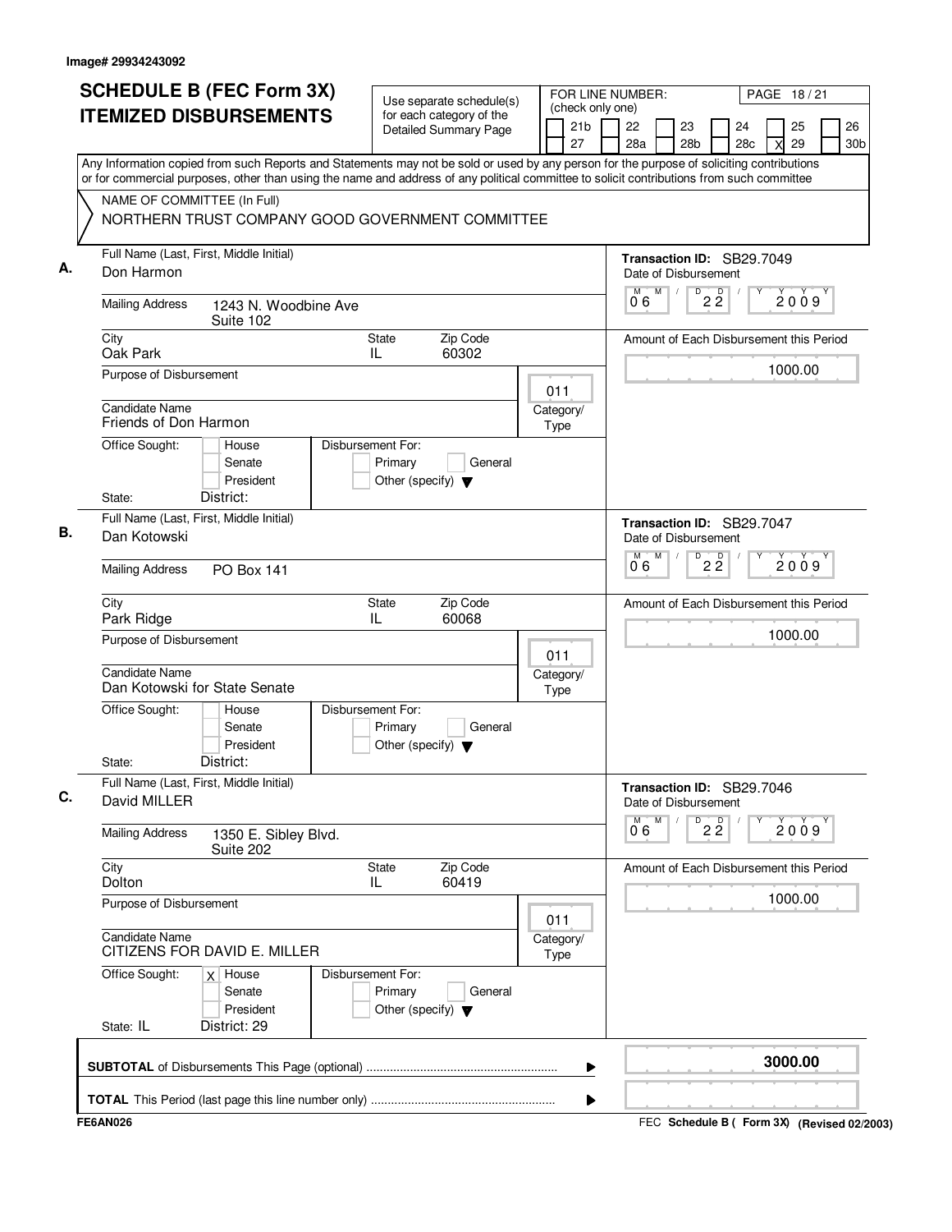Image# 29934243092

# SCHEDULE B (FEC Form 3X) ITEMIZED DISBURSEMENTS

Use separate schedule(s) for each category of the Detailed Summary Page

FOR LINE NUMBER: (check only one)

21b | 22 | 23 | 24 | 25 | 26
27 | 28a | 28b | 28c | X 29 | 30b

PAGE 18 / 21

Any Information copied from such Reports and Statements may not be sold or used by any person for the purpose of soliciting contributions or for commercial purposes, other than using the name and address of any political committee to solicit contributions from such committee

NAME OF COMMITTEE (In Full)
NORTHERN TRUST COMPANY GOOD GOVERNMENT COMMITTEE

**A.** Full Name (Last, First, Middle Initial)
Don Harmon

Mailing Address: 1243 N. Woodbine Ave
Suite 102

City: Oak Park | State: IL | Zip Code: 60302

Purpose of Disbursement:

Category/Type: 011

Candidate Name: Friends of Don Harmon

Office Sought: House / Senate / President
State: | District:

Disbursement For: Primary / General / Other (specify)

Transaction ID: SB29.7049
Date of Disbursement: 06 / 22 / 2009
Amount of Each Disbursement this Period: 1000.00

**B.** Full Name (Last, First, Middle Initial)
Dan Kotowski

Mailing Address: PO Box 141

City: Park Ridge | State: IL | Zip Code: 60068

Purpose of Disbursement:

Category/Type: 011

Candidate Name: Dan Kotowski for State Senate

Office Sought: House / Senate / President
State: | District:

Disbursement For: Primary / General / Other (specify)

Transaction ID: SB29.7047
Date of Disbursement: 06 / 22 / 2009
Amount of Each Disbursement this Period: 1000.00

**C.** Full Name (Last, First, Middle Initial)
David MILLER

Mailing Address: 1350 E. Sibley Blvd.
Suite 202

City: Dolton | State: IL | Zip Code: 60419

Purpose of Disbursement:

Category/Type: 011

Candidate Name: CITIZENS FOR DAVID E. MILLER

Office Sought: X House / Senate / President
State: IL | District: 29

Disbursement For: Primary / General / Other (specify)

Transaction ID: SB29.7046
Date of Disbursement: 06 / 22 / 2009
Amount of Each Disbursement this Period: 1000.00

**SUBTOTAL** of Disbursements This Page (optional): 3000.00

**TOTAL** This Period (last page this line number only):

FE6AN026 — FEC Schedule B ( Form 3X) (Revised 02/2003)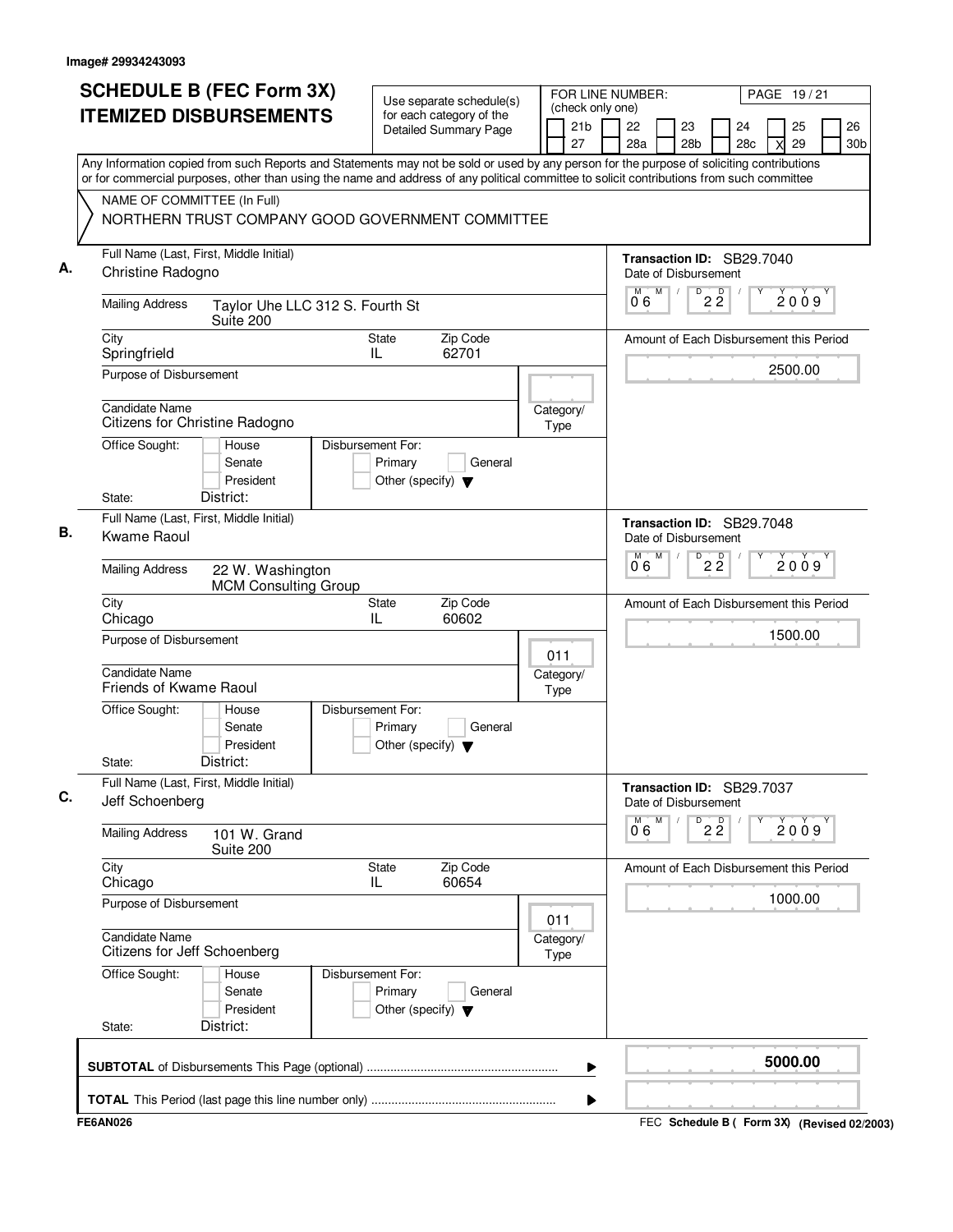Image# 29934243093

# SCHEDULE B (FEC Form 3X) ITEMIZED DISBURSEMENTS

Use separate schedule(s) for each category of the Detailed Summary Page

FOR LINE NUMBER: (check only one)

21b | 22 | 23 | 24 | 25 | 26 | 27 | 28a | 28b | 28c | X 29 | 30b

PAGE 19 / 21

Any Information copied from such Reports and Statements may not be sold or used by any person for the purpose of soliciting contributions or for commercial purposes, other than using the name and address of any political committee to solicit contributions from such committee

NAME OF COMMITTEE (In Full)
NORTHERN TRUST COMPANY GOOD GOVERNMENT COMMITTEE

## A.

Full Name (Last, First, Middle Initial): Christine Radogno

Mailing Address: Taylor Uhe LLC 312 S. Fourth St Suite 200

City: Springfrield | State: IL | Zip Code: 62701

Purpose of Disbursement:

Candidate Name: Citizens for Christine Radogno

Category/Type:

Office Sought: House / Senate / President

State: District:

Disbursement For: Primary / General / Other (specify)

Transaction ID: SB29.7040

Date of Disbursement: 06 / 22 / 2009

Amount of Each Disbursement this Period: 2500.00

## B.

Full Name (Last, First, Middle Initial): Kwame Raoul

Mailing Address: 22 W. Washington MCM Consulting Group

City: Chicago | State: IL | Zip Code: 60602

Purpose of Disbursement:

Candidate Name: Friends of Kwame Raoul

Category/Type: 011

Office Sought: House / Senate / President

State: District:

Disbursement For: Primary / General / Other (specify)

Transaction ID: SB29.7048

Date of Disbursement: 06 / 22 / 2009

Amount of Each Disbursement this Period: 1500.00

## C.

Full Name (Last, First, Middle Initial): Jeff Schoenberg

Mailing Address: 101 W. Grand Suite 200

City: Chicago | State: IL | Zip Code: 60654

Purpose of Disbursement:

Candidate Name: Citizens for Jeff Schoenberg

Category/Type: 011

Office Sought: House / Senate / President

State: District:

Disbursement For: Primary / General / Other (specify)

Transaction ID: SB29.7037

Date of Disbursement: 06 / 22 / 2009

Amount of Each Disbursement this Period: 1000.00

**SUBTOTAL** of Disbursements This Page (optional): **5000.00**

**TOTAL** This Period (last page this line number only):

FE6AN026 — FEC **Schedule B ( Form 3X)** (Revised 02/2003)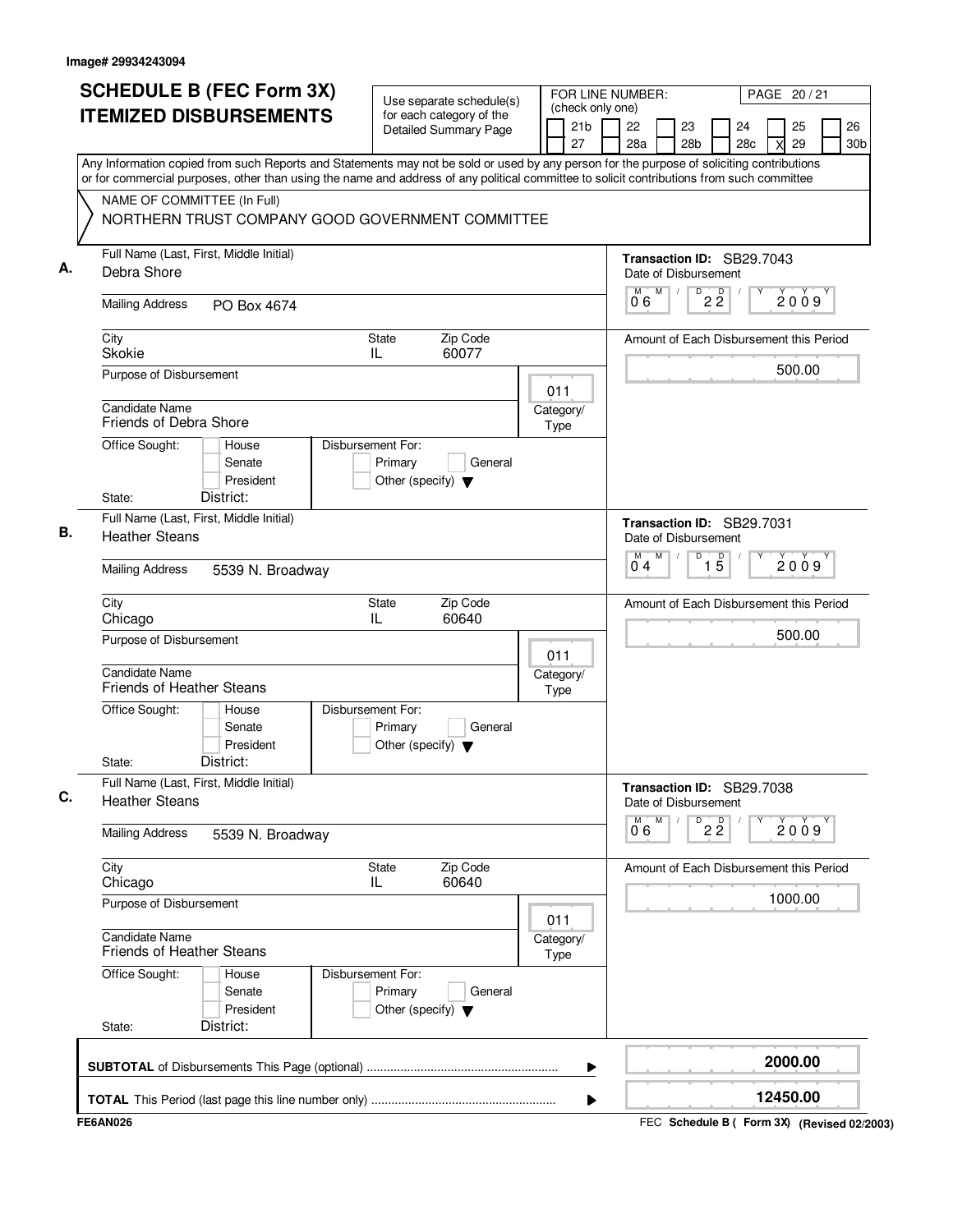Image# 29934243094

# SCHEDULE B (FEC Form 3X) ITEMIZED DISBURSEMENTS

Use separate schedule(s) for each category of the Detailed Summary Page

FOR LINE NUMBER: (check only one)

21b | 22 | 23 | 24 | 25 | 26
27 | 28a | 28b | 28c | X 29 | 30b

PAGE 20 / 21

Any Information copied from such Reports and Statements may not be sold or used by any person for the purpose of soliciting contributions or for commercial purposes, other than using the name and address of any political committee to solicit contributions from such committee

NAME OF COMMITTEE (In Full)
NORTHERN TRUST COMPANY GOOD GOVERNMENT COMMITTEE

## A.

Full Name (Last, First, Middle Initial): Debra Shore

Mailing Address: PO Box 4674

City: Skokie | State: IL | Zip Code: 60077

Purpose of Disbursement:

Category/Type: 011

Candidate Name: Friends of Debra Shore

Office Sought: House / Senate / President

State: District:

Disbursement For: Primary / General / Other (specify)

Transaction ID: SB29.7043

Date of Disbursement: 06 / 22 / 2009

Amount of Each Disbursement this Period: 500.00

## B.

Full Name (Last, First, Middle Initial): Heather Steans

Mailing Address: 5539 N. Broadway

City: Chicago | State: IL | Zip Code: 60640

Purpose of Disbursement:

Category/Type: 011

Candidate Name: Friends of Heather Steans

Office Sought: House / Senate / President

State: District:

Disbursement For: Primary / General / Other (specify)

Transaction ID: SB29.7031

Date of Disbursement: 04 / 15 / 2009

Amount of Each Disbursement this Period: 500.00

## C.

Full Name (Last, First, Middle Initial): Heather Steans

Mailing Address: 5539 N. Broadway

City: Chicago | State: IL | Zip Code: 60640

Purpose of Disbursement:

Category/Type: 011

Candidate Name: Friends of Heather Steans

Office Sought: House / Senate / President

State: District:

Disbursement For: Primary / General / Other (specify)

Transaction ID: SB29.7038

Date of Disbursement: 06 / 22 / 2009

Amount of Each Disbursement this Period: 1000.00

**SUBTOTAL** of Disbursements This Page (optional): **2000.00**

**TOTAL** This Period (last page this line number only): **12450.00**

FE6AN026 — FEC **Schedule B ( Form 3X)** (Revised 02/2003)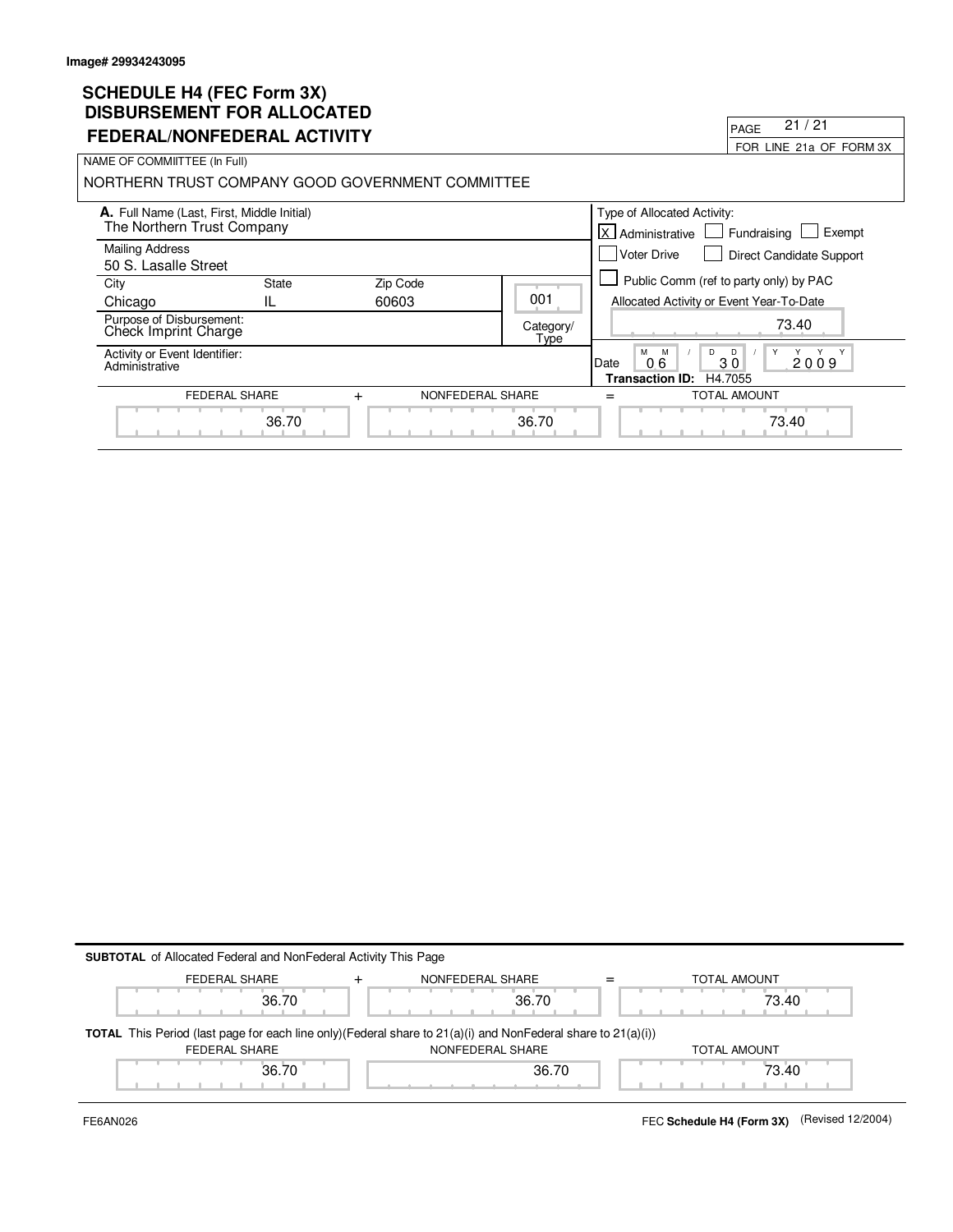Image# 29934243095

# SCHEDULE H4 (FEC Form 3X)
## DISBURSEMENT FOR ALLOCATED FEDERAL/NONFEDERAL ACTIVITY

PAGE 21 / 21

FOR LINE 21a OF FORM 3X

NAME OF COMMIITTEE (In Full)

NORTHERN TRUST COMPANY GOOD GOVERNMENT COMMITTEE

**A.** Full Name (Last, First, Middle Initial)
The Northern Trust Company

Mailing Address
50 S. Lasalle Street

| City | State | Zip Code |
|---|---|---|
| Chicago | IL | 60603 |

Purpose of Disbursement:
Check Imprint Charge

Category/Type: 001

Activity or Event Identifier:
Administrative

Type of Allocated Activity:

- [X] Administrative
- [ ] Fundraising
- [ ] Exempt
- [ ] Voter Drive
- [ ] Direct Candidate Support
- [ ] Public Comm (ref to party only) by PAC

Allocated Activity or Event Year-To-Date: 73.40

Date: 06 / 30 / 2009

**Transaction ID:** H4.7055

| FEDERAL SHARE | + | NONFEDERAL SHARE | = | TOTAL AMOUNT |
|---|---|---|---|---|
| 36.70 | | 36.70 | | 73.40 |

**SUBTOTAL** of Allocated Federal and NonFederal Activity This Page

| FEDERAL SHARE | + | NONFEDERAL SHARE | = | TOTAL AMOUNT |
|---|---|---|---|---|
| 36.70 | | 36.70 | | 73.40 |

**TOTAL** This Period (last page for each line only)(Federal share to 21(a)(i) and NonFederal share to 21(a)(i))

| FEDERAL SHARE | NONFEDERAL SHARE | TOTAL AMOUNT |
|---|---|---|
| 36.70 | 36.70 | 73.40 |

FE6AN026

FEC **Schedule H4 (Form 3X)** (Revised 12/2004)